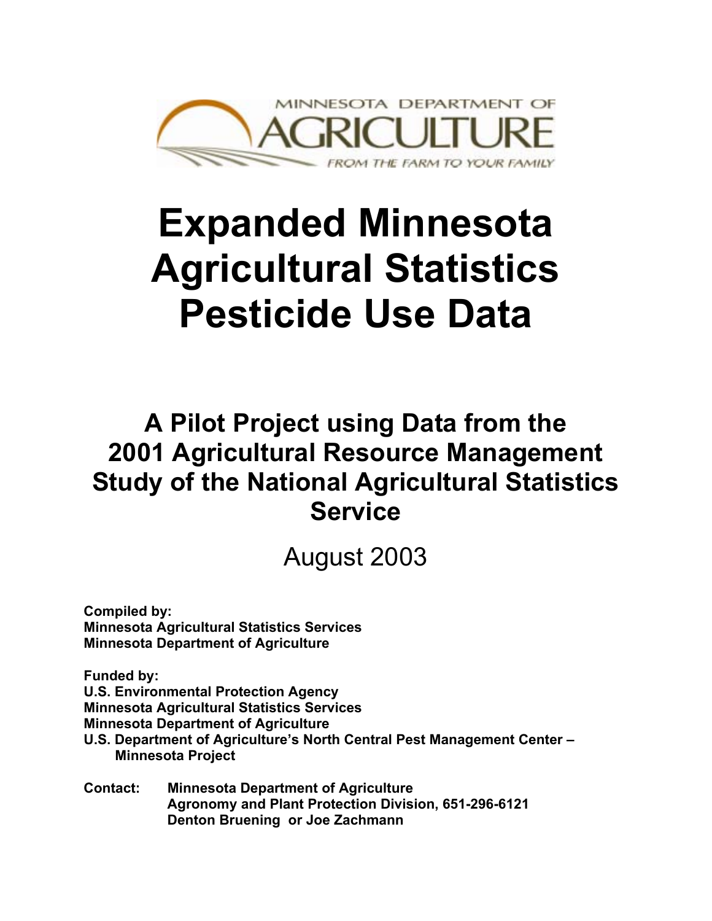MINNESOTA DEPARTMENT OF AGRICULTURE

*FROM THE FARM TO YOUR FAMILY*

# Expanded Minnesota Agricultural Statistics Pesticide Use Data

## A Pilot Project using Data from the 2001 Agricultural Resource Management Study of the National Agricultural Statistics Service

August 2003

**Compiled by:**
**Minnesota Agricultural Statistics Services**
**Minnesota Department of Agriculture**

**Funded by:**
**U.S. Environmental Protection Agency**
**Minnesota Agricultural Statistics Services**
**Minnesota Department of Agriculture**
**U.S. Department of Agriculture's North Central Pest Management Center – Minnesota Project**

**Contact:** **Minnesota Department of Agriculture**
**Agronomy and Plant Protection Division, 651-296-6121**
**Denton Bruening or Joe Zachmann**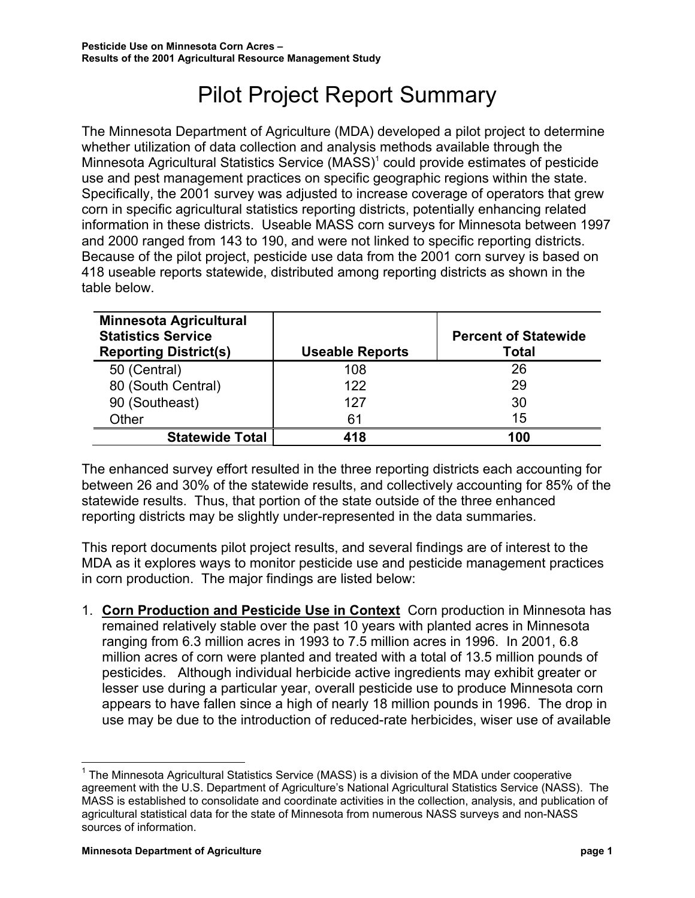# Pilot Project Report Summary

The Minnesota Department of Agriculture (MDA) developed a pilot project to determine whether utilization of data collection and analysis methods available through the Minnesota Agricultural Statistics Service (MASS)[1] could provide estimates of pesticide use and pest management practices on specific geographic regions within the state. Specifically, the 2001 survey was adjusted to increase coverage of operators that grew corn in specific agricultural statistics reporting districts, potentially enhancing related information in these districts. Useable MASS corn surveys for Minnesota between 1997 and 2000 ranged from 143 to 190, and were not linked to specific reporting districts. Because of the pilot project, pesticide use data from the 2001 corn survey is based on 418 useable reports statewide, distributed among reporting districts as shown in the table below.

| Minnesota Agricultural Statistics Service Reporting District(s) | Useable Reports | Percent of Statewide Total |
|---|---|---|
| 50 (Central) | 108 | 26 |
| 80 (South Central) | 122 | 29 |
| 90 (Southeast) | 127 | 30 |
| Other | 61 | 15 |
| **Statewide Total** | **418** | **100** |

The enhanced survey effort resulted in the three reporting districts each accounting for between 26 and 30% of the statewide results, and collectively accounting for 85% of the statewide results. Thus, that portion of the state outside of the three enhanced reporting districts may be slightly under-represented in the data summaries.

This report documents pilot project results, and several findings are of interest to the MDA as it explores ways to monitor pesticide use and pesticide management practices in corn production. The major findings are listed below:

1. **<u>Corn Production and Pesticide Use in Context</u>** Corn production in Minnesota has remained relatively stable over the past 10 years with planted acres in Minnesota ranging from 6.3 million acres in 1993 to 7.5 million acres in 1996. In 2001, 6.8 million acres of corn were planted and treated with a total of 13.5 million pounds of pesticides. Although individual herbicide active ingredients may exhibit greater or lesser use during a particular year, overall pesticide use to produce Minnesota corn appears to have fallen since a high of nearly 18 million pounds in 1996. The drop in use may be due to the introduction of reduced-rate herbicides, wiser use of available

[1] The Minnesota Agricultural Statistics Service (MASS) is a division of the MDA under cooperative agreement with the U.S. Department of Agriculture's National Agricultural Statistics Service (NASS). The MASS is established to consolidate and coordinate activities in the collection, analysis, and publication of agricultural statistical data for the state of Minnesota from numerous NASS surveys and non-NASS sources of information.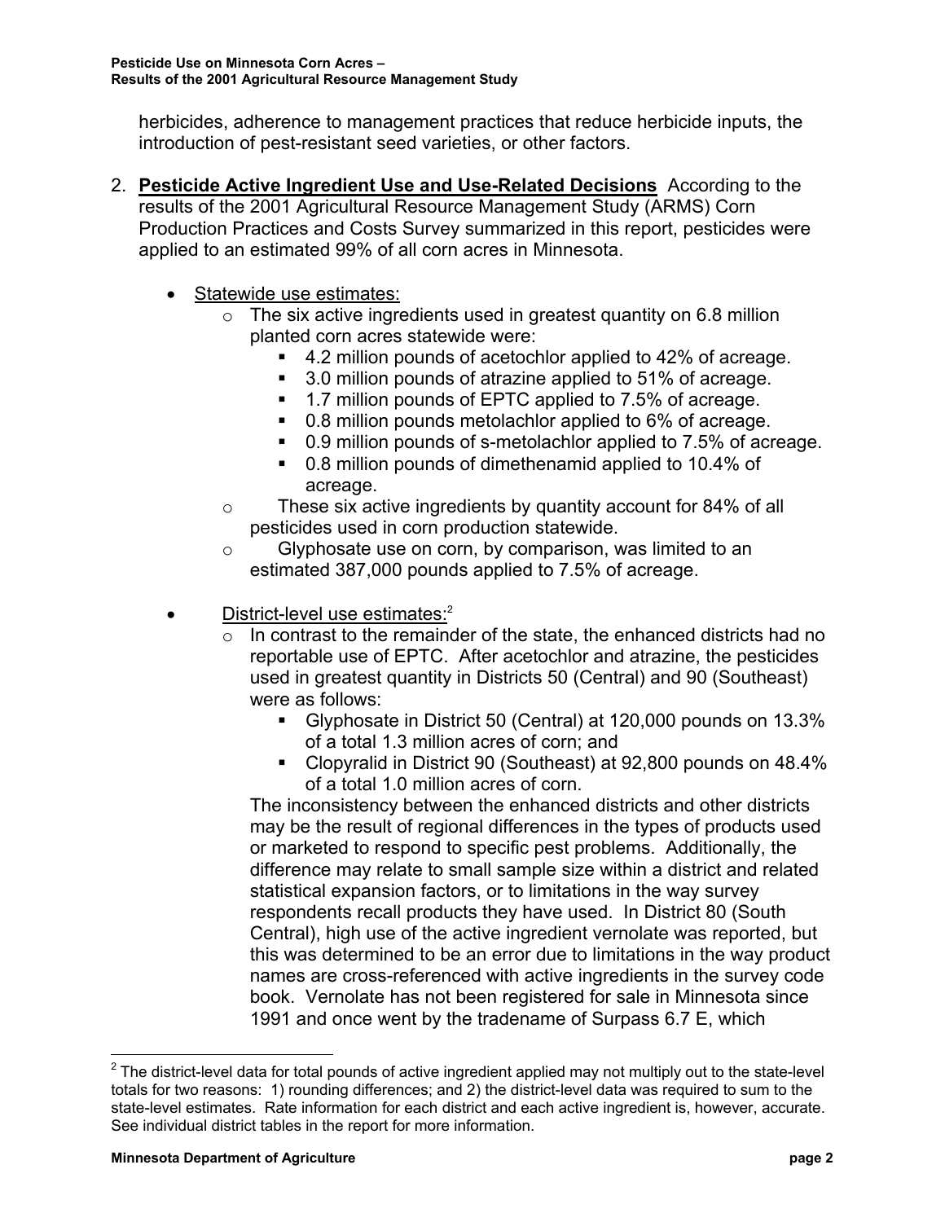herbicides, adherence to management practices that reduce herbicide inputs, the introduction of pest-resistant seed varieties, or other factors.

2. **Pesticide Active Ingredient Use and Use-Related Decisions** According to the results of the 2001 Agricultural Resource Management Study (ARMS) Corn Production Practices and Costs Survey summarized in this report, pesticides were applied to an estimated 99% of all corn acres in Minnesota.

   - Statewide use estimates:
     - The six active ingredients used in greatest quantity on 6.8 million planted corn acres statewide were:
       - 4.2 million pounds of acetochlor applied to 42% of acreage.
       - 3.0 million pounds of atrazine applied to 51% of acreage.
       - 1.7 million pounds of EPTC applied to 7.5% of acreage.
       - 0.8 million pounds metolachlor applied to 6% of acreage.
       - 0.9 million pounds of s-metolachlor applied to 7.5% of acreage.
       - 0.8 million pounds of dimethenamid applied to 10.4% of acreage.
     - These six active ingredients by quantity account for 84% of all pesticides used in corn production statewide.
     - Glyphosate use on corn, by comparison, was limited to an estimated 387,000 pounds applied to 7.5% of acreage.

   - District-level use estimates:[2]
     - In contrast to the remainder of the state, the enhanced districts had no reportable use of EPTC. After acetochlor and atrazine, the pesticides used in greatest quantity in Districts 50 (Central) and 90 (Southeast) were as follows:
       - Glyphosate in District 50 (Central) at 120,000 pounds on 13.3% of a total 1.3 million acres of corn; and
       - Clopyralid in District 90 (Southeast) at 92,800 pounds on 48.4% of a total 1.0 million acres of corn.

       The inconsistency between the enhanced districts and other districts may be the result of regional differences in the types of products used or marketed to respond to specific pest problems. Additionally, the difference may relate to small sample size within a district and related statistical expansion factors, or to limitations in the way survey respondents recall products they have used. In District 80 (South Central), high use of the active ingredient vernolate was reported, but this was determined to be an error due to limitations in the way product names are cross-referenced with active ingredients in the survey code book. Vernolate has not been registered for sale in Minnesota since 1991 and once went by the tradename of Surpass 6.7 E, which

---

[2] The district-level data for total pounds of active ingredient applied may not multiply out to the state-level totals for two reasons: 1) rounding differences; and 2) the district-level data was required to sum to the state-level estimates. Rate information for each district and each active ingredient is, however, accurate. See individual district tables in the report for more information.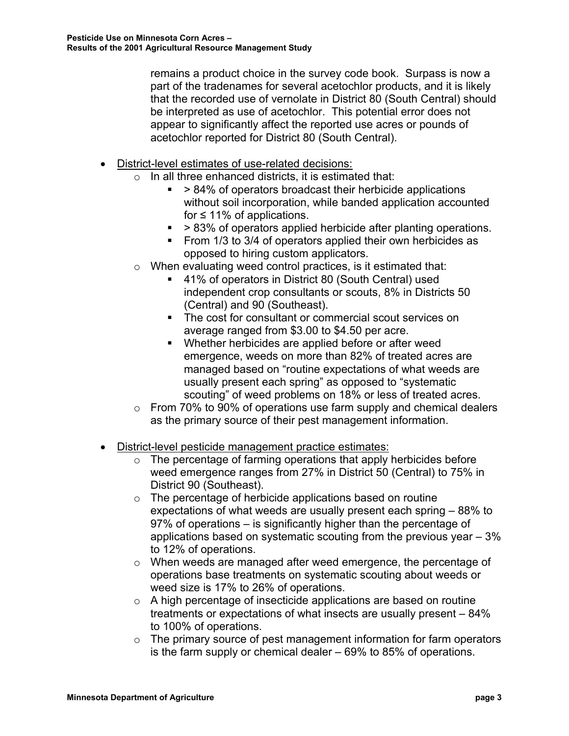remains a product choice in the survey code book. Surpass is now a part of the tradenames for several acetochlor products, and it is likely that the recorded use of vernolate in District 80 (South Central) should be interpreted as use of acetochlor. This potential error does not appear to significantly affect the reported use acres or pounds of acetochlor reported for District 80 (South Central).

- District-level estimates of use-related decisions:
  - In all three enhanced districts, it is estimated that:
    - > 84% of operators broadcast their herbicide applications without soil incorporation, while banded application accounted for ≤ 11% of applications.
    - > 83% of operators applied herbicide after planting operations.
    - From 1/3 to 3/4 of operators applied their own herbicides as opposed to hiring custom applicators.
  - When evaluating weed control practices, is it estimated that:
    - 41% of operators in District 80 (South Central) used independent crop consultants or scouts, 8% in Districts 50 (Central) and 90 (Southeast).
    - The cost for consultant or commercial scout services on average ranged from $3.00 to $4.50 per acre.
    - Whether herbicides are applied before or after weed emergence, weeds on more than 82% of treated acres are managed based on "routine expectations of what weeds are usually present each spring" as opposed to "systematic scouting" of weed problems on 18% or less of treated acres.
  - From 70% to 90% of operations use farm supply and chemical dealers as the primary source of their pest management information.

- District-level pesticide management practice estimates:
  - The percentage of farming operations that apply herbicides before weed emergence ranges from 27% in District 50 (Central) to 75% in District 90 (Southeast).
  - The percentage of herbicide applications based on routine expectations of what weeds are usually present each spring – 88% to 97% of operations – is significantly higher than the percentage of applications based on systematic scouting from the previous year – 3% to 12% of operations.
  - When weeds are managed after weed emergence, the percentage of operations base treatments on systematic scouting about weeds or weed size is 17% to 26% of operations.
  - A high percentage of insecticide applications are based on routine treatments or expectations of what insects are usually present – 84% to 100% of operations.
  - The primary source of pest management information for farm operators is the farm supply or chemical dealer – 69% to 85% of operations.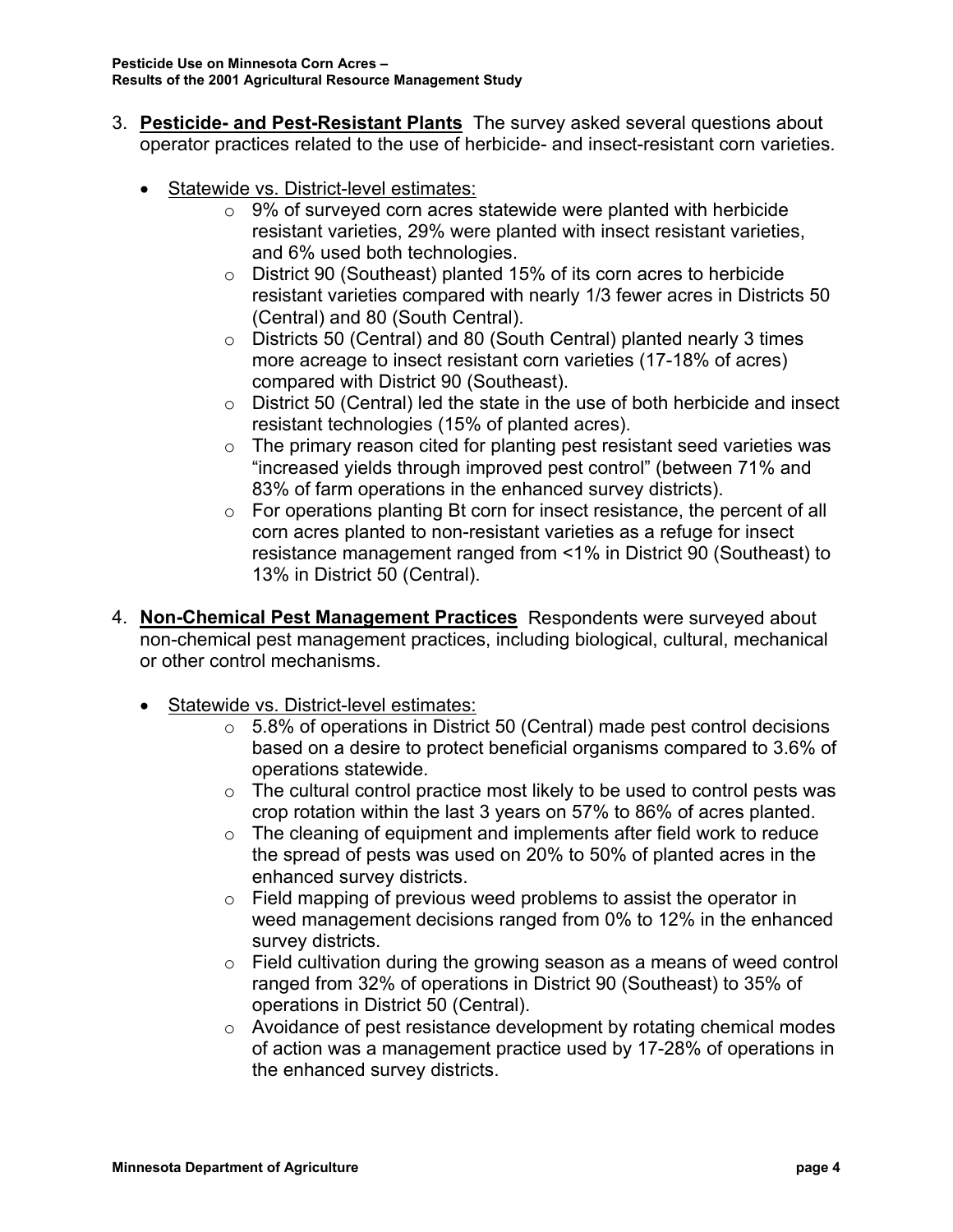3. **Pesticide- and Pest-Resistant Plants** The survey asked several questions about operator practices related to the use of herbicide- and insect-resistant corn varieties.

   - Statewide vs. District-level estimates:
     - 9% of surveyed corn acres statewide were planted with herbicide resistant varieties, 29% were planted with insect resistant varieties, and 6% used both technologies.
     - District 90 (Southeast) planted 15% of its corn acres to herbicide resistant varieties compared with nearly 1/3 fewer acres in Districts 50 (Central) and 80 (South Central).
     - Districts 50 (Central) and 80 (South Central) planted nearly 3 times more acreage to insect resistant corn varieties (17-18% of acres) compared with District 90 (Southeast).
     - District 50 (Central) led the state in the use of both herbicide and insect resistant technologies (15% of planted acres).
     - The primary reason cited for planting pest resistant seed varieties was "increased yields through improved pest control" (between 71% and 83% of farm operations in the enhanced survey districts).
     - For operations planting Bt corn for insect resistance, the percent of all corn acres planted to non-resistant varieties as a refuge for insect resistance management ranged from <1% in District 90 (Southeast) to 13% in District 50 (Central).

4. **Non-Chemical Pest Management Practices** Respondents were surveyed about non-chemical pest management practices, including biological, cultural, mechanical or other control mechanisms.

   - Statewide vs. District-level estimates:
     - 5.8% of operations in District 50 (Central) made pest control decisions based on a desire to protect beneficial organisms compared to 3.6% of operations statewide.
     - The cultural control practice most likely to be used to control pests was crop rotation within the last 3 years on 57% to 86% of acres planted.
     - The cleaning of equipment and implements after field work to reduce the spread of pests was used on 20% to 50% of planted acres in the enhanced survey districts.
     - Field mapping of previous weed problems to assist the operator in weed management decisions ranged from 0% to 12% in the enhanced survey districts.
     - Field cultivation during the growing season as a means of weed control ranged from 32% of operations in District 90 (Southeast) to 35% of operations in District 50 (Central).
     - Avoidance of pest resistance development by rotating chemical modes of action was a management practice used by 17-28% of operations in the enhanced survey districts.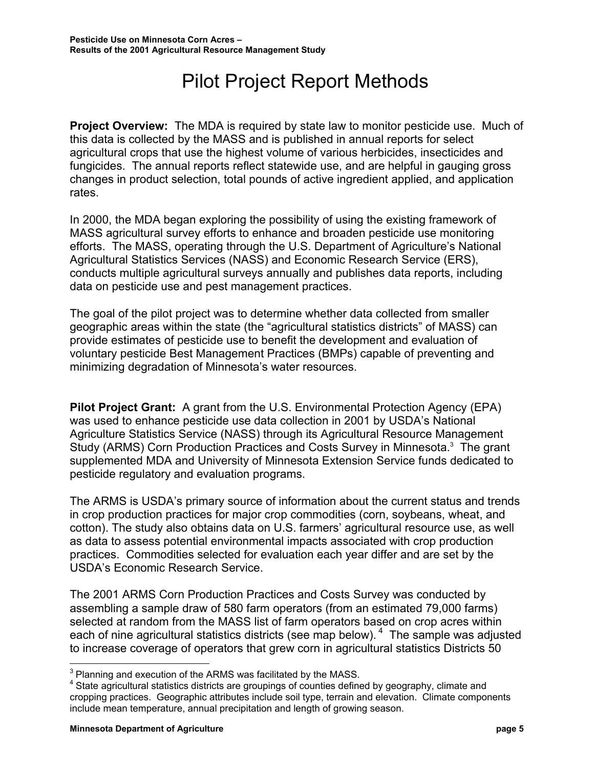# Pilot Project Report Methods

**Project Overview:** The MDA is required by state law to monitor pesticide use. Much of this data is collected by the MASS and is published in annual reports for select agricultural crops that use the highest volume of various herbicides, insecticides and fungicides. The annual reports reflect statewide use, and are helpful in gauging gross changes in product selection, total pounds of active ingredient applied, and application rates.

In 2000, the MDA began exploring the possibility of using the existing framework of MASS agricultural survey efforts to enhance and broaden pesticide use monitoring efforts. The MASS, operating through the U.S. Department of Agriculture's National Agricultural Statistics Services (NASS) and Economic Research Service (ERS), conducts multiple agricultural surveys annually and publishes data reports, including data on pesticide use and pest management practices.

The goal of the pilot project was to determine whether data collected from smaller geographic areas within the state (the "agricultural statistics districts" of MASS) can provide estimates of pesticide use to benefit the development and evaluation of voluntary pesticide Best Management Practices (BMPs) capable of preventing and minimizing degradation of Minnesota's water resources.

**Pilot Project Grant:** A grant from the U.S. Environmental Protection Agency (EPA) was used to enhance pesticide use data collection in 2001 by USDA's National Agriculture Statistics Service (NASS) through its Agricultural Resource Management Study (ARMS) Corn Production Practices and Costs Survey in Minnesota.[3] The grant supplemented MDA and University of Minnesota Extension Service funds dedicated to pesticide regulatory and evaluation programs.

The ARMS is USDA's primary source of information about the current status and trends in crop production practices for major crop commodities (corn, soybeans, wheat, and cotton). The study also obtains data on U.S. farmers' agricultural resource use, as well as data to assess potential environmental impacts associated with crop production practices. Commodities selected for evaluation each year differ and are set by the USDA's Economic Research Service.

The 2001 ARMS Corn Production Practices and Costs Survey was conducted by assembling a sample draw of 580 farm operators (from an estimated 79,000 farms) selected at random from the MASS list of farm operators based on crop acres within each of nine agricultural statistics districts (see map below).[4] The sample was adjusted to increase coverage of operators that grew corn in agricultural statistics Districts 50

[3] Planning and execution of the ARMS was facilitated by the MASS.

[4] State agricultural statistics districts are groupings of counties defined by geography, climate and cropping practices. Geographic attributes include soil type, terrain and elevation. Climate components include mean temperature, annual precipitation and length of growing season.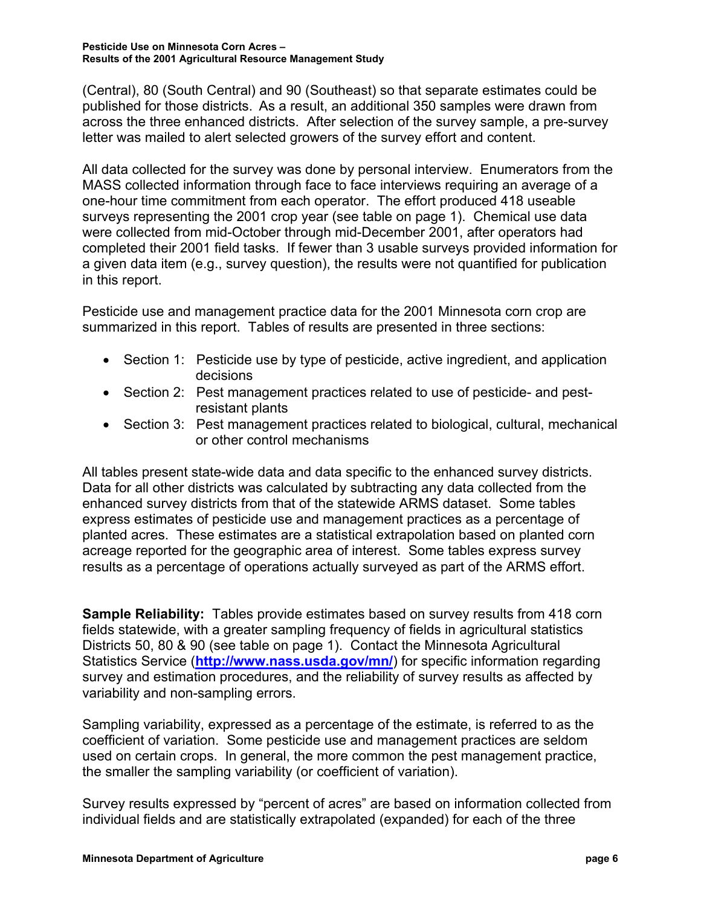(Central), 80 (South Central) and 90 (Southeast) so that separate estimates could be published for those districts. As a result, an additional 350 samples were drawn from across the three enhanced districts. After selection of the survey sample, a pre-survey letter was mailed to alert selected growers of the survey effort and content.

All data collected for the survey was done by personal interview. Enumerators from the MASS collected information through face to face interviews requiring an average of a one-hour time commitment from each operator. The effort produced 418 useable surveys representing the 2001 crop year (see table on page 1). Chemical use data were collected from mid-October through mid-December 2001, after operators had completed their 2001 field tasks. If fewer than 3 usable surveys provided information for a given data item (e.g., survey question), the results were not quantified for publication in this report.

Pesticide use and management practice data for the 2001 Minnesota corn crop are summarized in this report. Tables of results are presented in three sections:

- Section 1: Pesticide use by type of pesticide, active ingredient, and application decisions
- Section 2: Pest management practices related to use of pesticide- and pest-resistant plants
- Section 3: Pest management practices related to biological, cultural, mechanical or other control mechanisms

All tables present state-wide data and data specific to the enhanced survey districts. Data for all other districts was calculated by subtracting any data collected from the enhanced survey districts from that of the statewide ARMS dataset. Some tables express estimates of pesticide use and management practices as a percentage of planted acres. These estimates are a statistical extrapolation based on planted corn acreage reported for the geographic area of interest. Some tables express survey results as a percentage of operations actually surveyed as part of the ARMS effort.

**Sample Reliability:** Tables provide estimates based on survey results from 418 corn fields statewide, with a greater sampling frequency of fields in agricultural statistics Districts 50, 80 & 90 (see table on page 1). Contact the Minnesota Agricultural Statistics Service (**http://www.nass.usda.gov/mn/**) for specific information regarding survey and estimation procedures, and the reliability of survey results as affected by variability and non-sampling errors.

Sampling variability, expressed as a percentage of the estimate, is referred to as the coefficient of variation. Some pesticide use and management practices are seldom used on certain crops. In general, the more common the pest management practice, the smaller the sampling variability (or coefficient of variation).

Survey results expressed by "percent of acres" are based on information collected from individual fields and are statistically extrapolated (expanded) for each of the three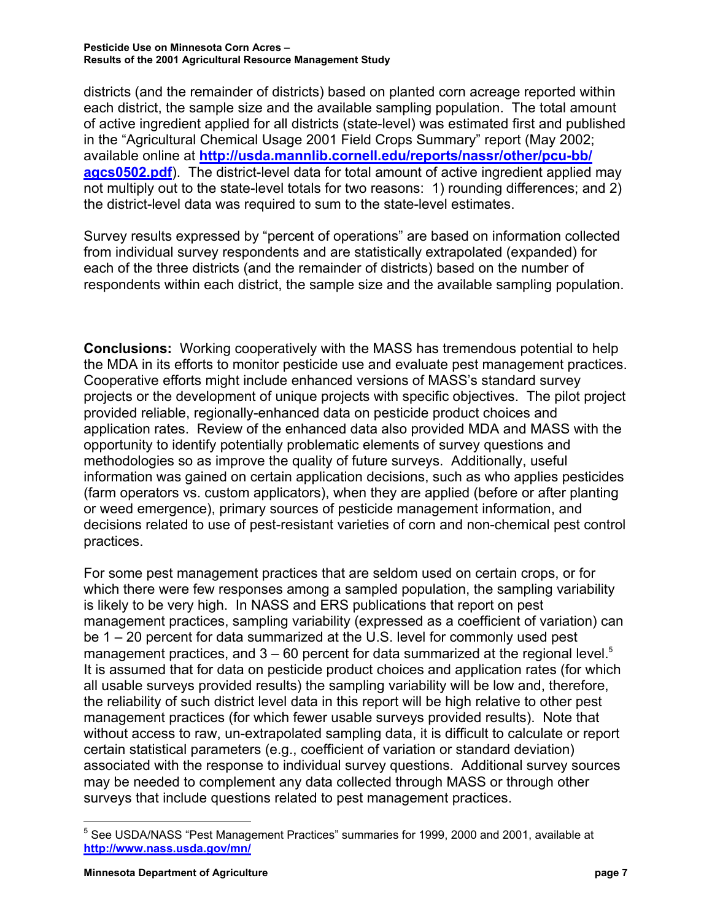districts (and the remainder of districts) based on planted corn acreage reported within each district, the sample size and the available sampling population. The total amount of active ingredient applied for all districts (state-level) was estimated first and published in the “Agricultural Chemical Usage 2001 Field Crops Summary” report (May 2002; available online at **http://usda.mannlib.cornell.edu/reports/nassr/other/pcu-bb/agcs0502.pdf**). The district-level data for total amount of active ingredient applied may not multiply out to the state-level totals for two reasons: 1) rounding differences; and 2) the district-level data was required to sum to the state-level estimates.

Survey results expressed by “percent of operations” are based on information collected from individual survey respondents and are statistically extrapolated (expanded) for each of the three districts (and the remainder of districts) based on the number of respondents within each district, the sample size and the available sampling population.

**Conclusions:** Working cooperatively with the MASS has tremendous potential to help the MDA in its efforts to monitor pesticide use and evaluate pest management practices. Cooperative efforts might include enhanced versions of MASS’s standard survey projects or the development of unique projects with specific objectives. The pilot project provided reliable, regionally-enhanced data on pesticide product choices and application rates. Review of the enhanced data also provided MDA and MASS with the opportunity to identify potentially problematic elements of survey questions and methodologies so as improve the quality of future surveys. Additionally, useful information was gained on certain application decisions, such as who applies pesticides (farm operators vs. custom applicators), when they are applied (before or after planting or weed emergence), primary sources of pesticide management information, and decisions related to use of pest-resistant varieties of corn and non-chemical pest control practices.

For some pest management practices that are seldom used on certain crops, or for which there were few responses among a sampled population, the sampling variability is likely to be very high. In NASS and ERS publications that report on pest management practices, sampling variability (expressed as a coefficient of variation) can be 1 – 20 percent for data summarized at the U.S. level for commonly used pest management practices, and 3 – 60 percent for data summarized at the regional level.[5] It is assumed that for data on pesticide product choices and application rates (for which all usable surveys provided results) the sampling variability will be low and, therefore, the reliability of such district level data in this report will be high relative to other pest management practices (for which fewer usable surveys provided results). Note that without access to raw, un-extrapolated sampling data, it is difficult to calculate or report certain statistical parameters (e.g., coefficient of variation or standard deviation) associated with the response to individual survey questions. Additional survey sources may be needed to complement any data collected through MASS or through other surveys that include questions related to pest management practices.

[5] See USDA/NASS “Pest Management Practices” summaries for 1999, 2000 and 2001, available at **http://www.nass.usda.gov/mn/**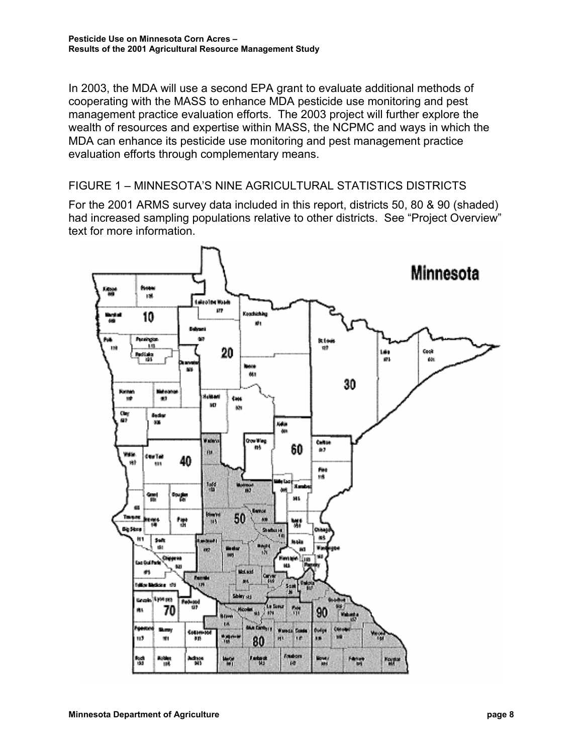In 2003, the MDA will use a second EPA grant to evaluate additional methods of cooperating with the MASS to enhance MDA pesticide use monitoring and pest management practice evaluation efforts. The 2003 project will further explore the wealth of resources and expertise within MASS, the NCPMC and ways in which the MDA can enhance its pesticide use monitoring and pest management practice evaluation efforts through complementary means.

## FIGURE 1 – MINNESOTA'S NINE AGRICULTURAL STATISTICS DISTRICTS

For the 2001 ARMS survey data included in this report, districts 50, 80 & 90 (shaded) had increased sampling populations relative to other districts. See "Project Overview" text for more information.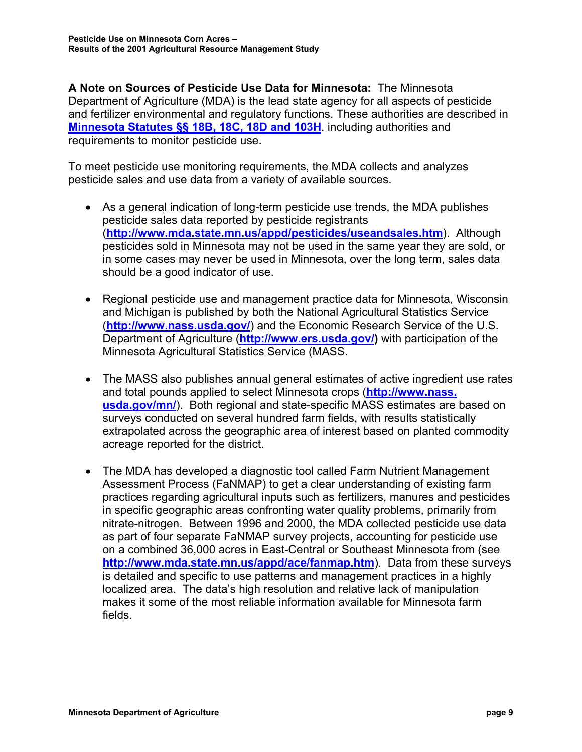**A Note on Sources of Pesticide Use Data for Minnesota:** The Minnesota Department of Agriculture (MDA) is the lead state agency for all aspects of pesticide and fertilizer environmental and regulatory functions. These authorities are described in **Minnesota Statutes §§ 18B, 18C, 18D and 103H**, including authorities and requirements to monitor pesticide use.

To meet pesticide use monitoring requirements, the MDA collects and analyzes pesticide sales and use data from a variety of available sources.

- As a general indication of long-term pesticide use trends, the MDA publishes pesticide sales data reported by pesticide registrants (**http://www.mda.state.mn.us/appd/pesticides/useandsales.htm**). Although pesticides sold in Minnesota may not be used in the same year they are sold, or in some cases may never be used in Minnesota, over the long term, sales data should be a good indicator of use.

- Regional pesticide use and management practice data for Minnesota, Wisconsin and Michigan is published by both the National Agricultural Statistics Service (**http://www.nass.usda.gov/**) and the Economic Research Service of the U.S. Department of Agriculture (**http://www.ers.usda.gov/)** with participation of the Minnesota Agricultural Statistics Service (MASS.

- The MASS also publishes annual general estimates of active ingredient use rates and total pounds applied to select Minnesota crops (**http://www.nass.usda.gov/mn/**). Both regional and state-specific MASS estimates are based on surveys conducted on several hundred farm fields, with results statistically extrapolated across the geographic area of interest based on planted commodity acreage reported for the district.

- The MDA has developed a diagnostic tool called Farm Nutrient Management Assessment Process (FaNMAP) to get a clear understanding of existing farm practices regarding agricultural inputs such as fertilizers, manures and pesticides in specific geographic areas confronting water quality problems, primarily from nitrate-nitrogen. Between 1996 and 2000, the MDA collected pesticide use data as part of four separate FaNMAP survey projects, accounting for pesticide use on a combined 36,000 acres in East-Central or Southeast Minnesota from (see **http://www.mda.state.mn.us/appd/ace/fanmap.htm**). Data from these surveys is detailed and specific to use patterns and management practices in a highly localized area. The data's high resolution and relative lack of manipulation makes it some of the most reliable information available for Minnesota farm fields.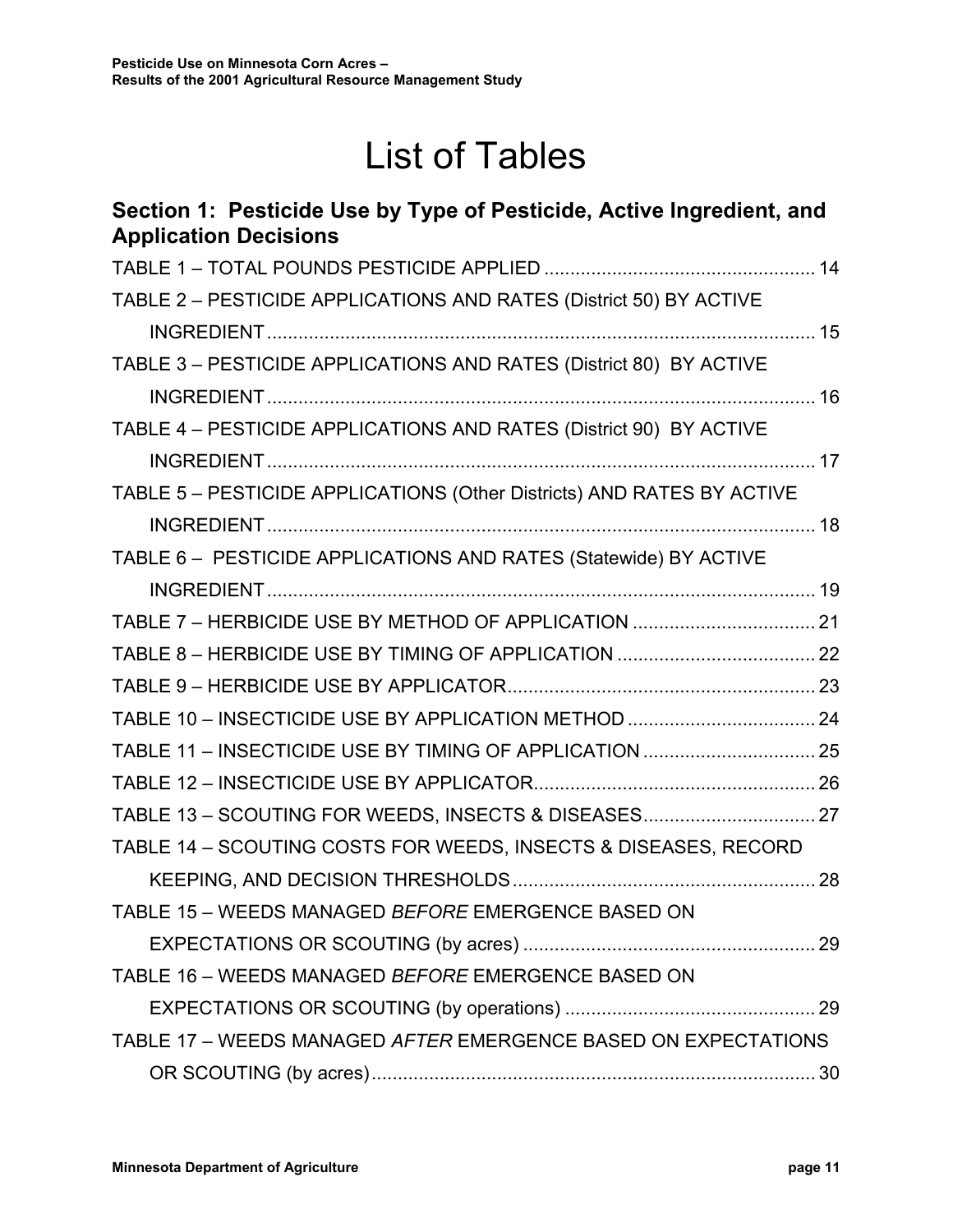# List of Tables

## Section 1: Pesticide Use by Type of Pesticide, Active Ingredient, and Application Decisions

TABLE 1 – TOTAL POUNDS PESTICIDE APPLIED .................................................... 14

TABLE 2 – PESTICIDE APPLICATIONS AND RATES (District 50) BY ACTIVE INGREDIENT ........................................................................................................ 15

TABLE 3 – PESTICIDE APPLICATIONS AND RATES (District 80) BY ACTIVE INGREDIENT ........................................................................................................ 16

TABLE 4 – PESTICIDE APPLICATIONS AND RATES (District 90) BY ACTIVE INGREDIENT ........................................................................................................ 17

TABLE 5 – PESTICIDE APPLICATIONS (Other Districts) AND RATES BY ACTIVE INGREDIENT ........................................................................................................ 18

TABLE 6 – PESTICIDE APPLICATIONS AND RATES (Statewide) BY ACTIVE INGREDIENT ........................................................................................................ 19

TABLE 7 – HERBICIDE USE BY METHOD OF APPLICATION ................................... 21

TABLE 8 – HERBICIDE USE BY TIMING OF APPLICATION ...................................... 22

TABLE 9 – HERBICIDE USE BY APPLICATOR........................................................... 23

TABLE 10 – INSECTICIDE USE BY APPLICATION METHOD .................................... 24

TABLE 11 – INSECTICIDE USE BY TIMING OF APPLICATION ................................. 25

TABLE 12 – INSECTICIDE USE BY APPLICATOR...................................................... 26

TABLE 13 – SCOUTING FOR WEEDS, INSECTS & DISEASES................................. 27

TABLE 14 – SCOUTING COSTS FOR WEEDS, INSECTS & DISEASES, RECORD KEEPING, AND DECISION THRESHOLDS.......................................................... 28

TABLE 15 – WEEDS MANAGED *BEFORE* EMERGENCE BASED ON EXPECTATIONS OR SCOUTING (by acres) ........................................................ 29

TABLE 16 – WEEDS MANAGED *BEFORE* EMERGENCE BASED ON EXPECTATIONS OR SCOUTING (by operations) ................................................ 29

TABLE 17 – WEEDS MANAGED *AFTER* EMERGENCE BASED ON EXPECTATIONS OR SCOUTING (by acres)..................................................................................... 30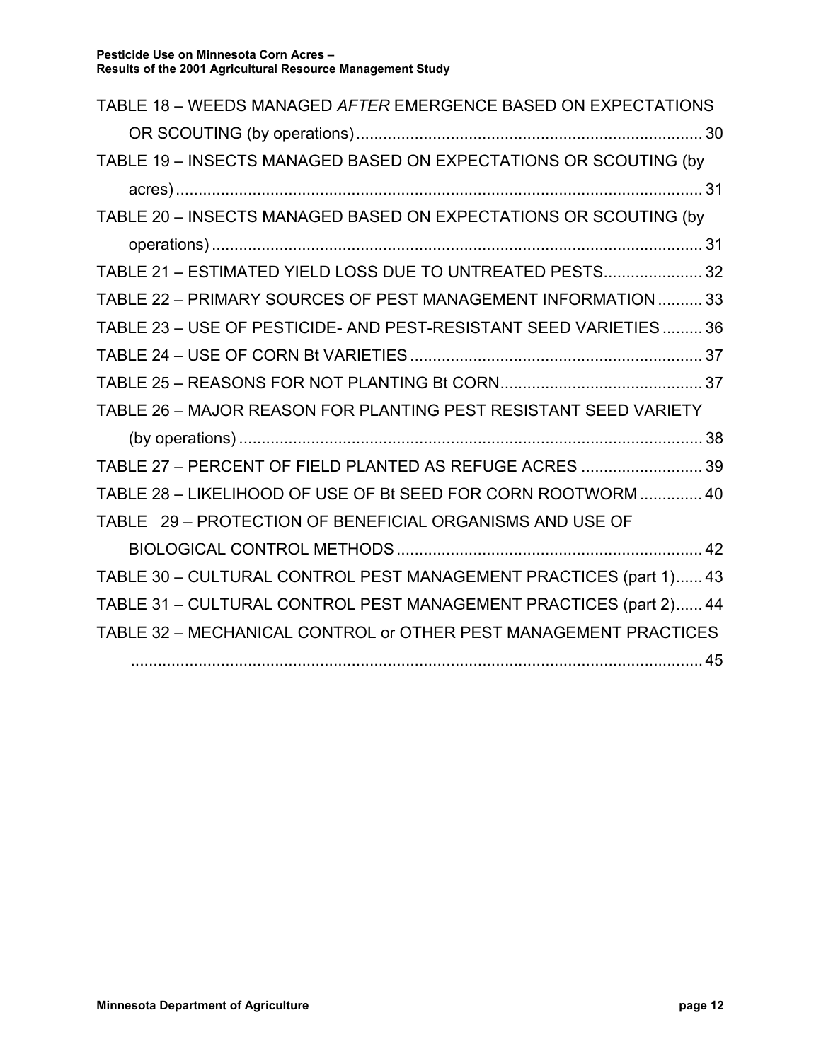TABLE 18 – WEEDS MANAGED *AFTER* EMERGENCE BASED ON EXPECTATIONS OR SCOUTING (by operations) ............................................................................ 30

TABLE 19 – INSECTS MANAGED BASED ON EXPECTATIONS OR SCOUTING (by acres) ..................................................................................................................... 31

TABLE 20 – INSECTS MANAGED BASED ON EXPECTATIONS OR SCOUTING (by operations) ............................................................................................................. 31

TABLE 21 – ESTIMATED YIELD LOSS DUE TO UNTREATED PESTS...................... 32

TABLE 22 – PRIMARY SOURCES OF PEST MANAGEMENT INFORMATION .......... 33

TABLE 23 – USE OF PESTICIDE- AND PEST-RESISTANT SEED VARIETIES ......... 36

TABLE 24 – USE OF CORN Bt VARIETIES ................................................................. 37

TABLE 25 – REASONS FOR NOT PLANTING Bt CORN............................................. 37

TABLE 26 – MAJOR REASON FOR PLANTING PEST RESISTANT SEED VARIETY (by operations) ....................................................................................................... 38

TABLE 27 – PERCENT OF FIELD PLANTED AS REFUGE ACRES ........................... 39

TABLE 28 – LIKELIHOOD OF USE OF Bt SEED FOR CORN ROOTWORM .............. 40

TABLE 29 – PROTECTION OF BENEFICIAL ORGANISMS AND USE OF BIOLOGICAL CONTROL METHODS .................................................................... 42

TABLE 30 – CULTURAL CONTROL PEST MANAGEMENT PRACTICES (part 1)...... 43

TABLE 31 – CULTURAL CONTROL PEST MANAGEMENT PRACTICES (part 2)...... 44

TABLE 32 – MECHANICAL CONTROL or OTHER PEST MANAGEMENT PRACTICES ................................................................................................................................ 45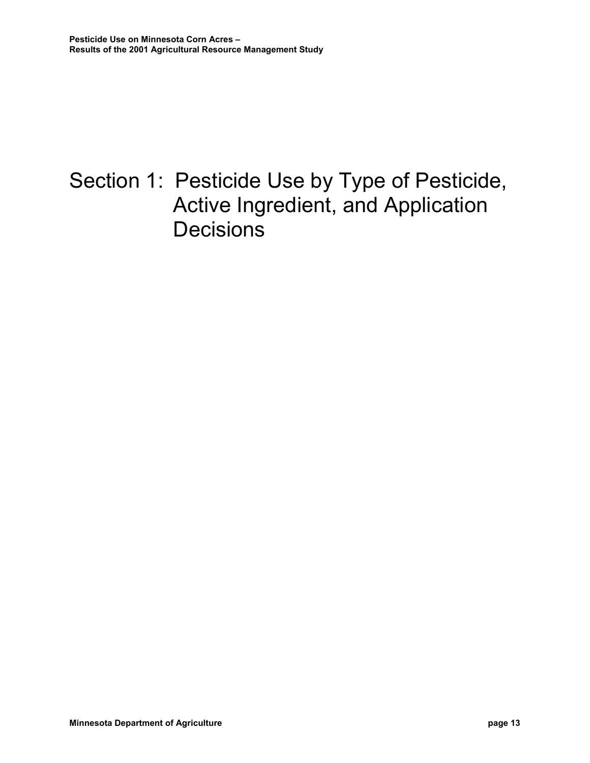# Section 1: Pesticide Use by Type of Pesticide, Active Ingredient, and Application Decisions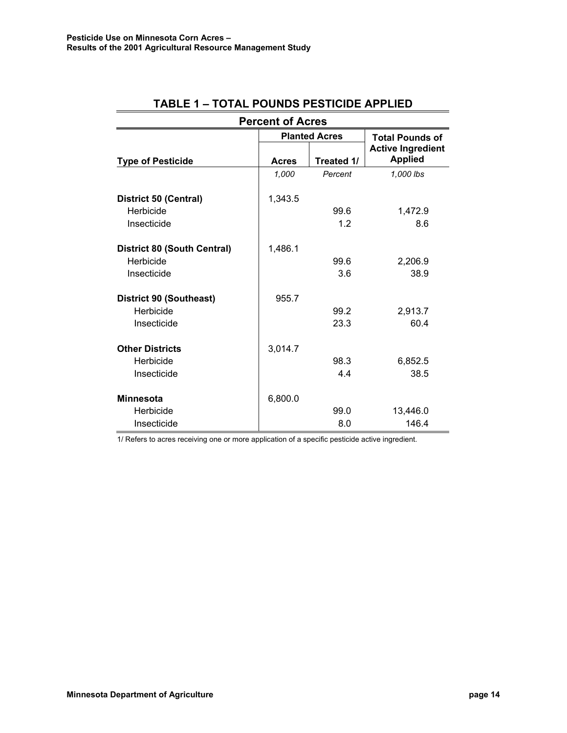## TABLE 1 – TOTAL POUNDS PESTICIDE APPLIED

**Percent of Acres**

| Type of Pesticide | Planted Acres | | Total Pounds of Active Ingredient Applied |
|---|---|---|---|
| | Acres | Treated 1/ | |
| | *1,000* | *Percent* | *1,000 lbs* |
| **District 50 (Central)** | 1,343.5 | | |
| Herbicide | | 99.6 | 1,472.9 |
| Insecticide | | 1.2 | 8.6 |
| **District 80 (South Central)** | 1,486.1 | | |
| Herbicide | | 99.6 | 2,206.9 |
| Insecticide | | 3.6 | 38.9 |
| **District 90 (Southeast)** | 955.7 | | |
| Herbicide | | 99.2 | 2,913.7 |
| Insecticide | | 23.3 | 60.4 |
| **Other Districts** | 3,014.7 | | |
| Herbicide | | 98.3 | 6,852.5 |
| Insecticide | | 4.4 | 38.5 |
| **Minnesota** | 6,800.0 | | |
| Herbicide | | 99.0 | 13,446.0 |
| Insecticide | | 8.0 | 146.4 |

1/ Refers to acres receiving one or more application of a specific pesticide active ingredient.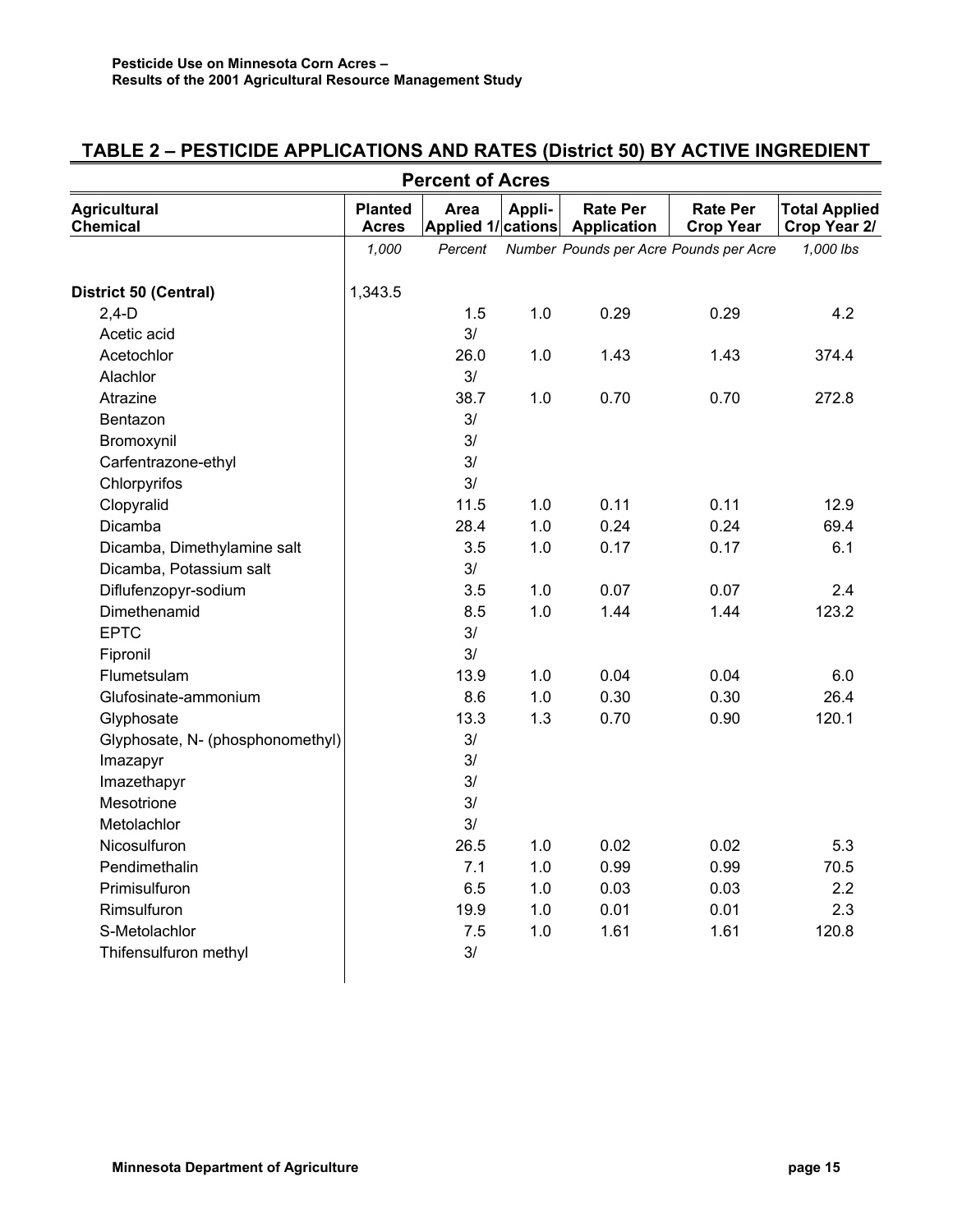## TABLE 2 – PESTICIDE APPLICATIONS AND RATES (District 50) BY ACTIVE INGREDIENT

| Agricultural Chemical | Planted Acres | Percent of Acres Area Applied 1/ | Appli-cations | Rate Per Application | Rate Per Crop Year | Total Applied Crop Year 2/ |
|---|---|---|---|---|---|---|
| | *1,000* | *Percent* | *Number* | *Pounds per Acre* | *Pounds per Acre* | *1,000 lbs* |
| **District 50 (Central)** | 1,343.5 | | | | | |
| 2,4-D | | 1.5 | 1.0 | 0.29 | 0.29 | 4.2 |
| Acetic acid | | 3/ | | | | |
| Acetochlor | | 26.0 | 1.0 | 1.43 | 1.43 | 374.4 |
| Alachlor | | 3/ | | | | |
| Atrazine | | 38.7 | 1.0 | 0.70 | 0.70 | 272.8 |
| Bentazon | | 3/ | | | | |
| Bromoxynil | | 3/ | | | | |
| Carfentrazone-ethyl | | 3/ | | | | |
| Chlorpyrifos | | 3/ | | | | |
| Clopyralid | | 11.5 | 1.0 | 0.11 | 0.11 | 12.9 |
| Dicamba | | 28.4 | 1.0 | 0.24 | 0.24 | 69.4 |
| Dicamba, Dimethylamine salt | | 3.5 | 1.0 | 0.17 | 0.17 | 6.1 |
| Dicamba, Potassium salt | | 3/ | | | | |
| Diflufenzopyr-sodium | | 3.5 | 1.0 | 0.07 | 0.07 | 2.4 |
| Dimethenamid | | 8.5 | 1.0 | 1.44 | 1.44 | 123.2 |
| EPTC | | 3/ | | | | |
| Fipronil | | 3/ | | | | |
| Flumetsulam | | 13.9 | 1.0 | 0.04 | 0.04 | 6.0 |
| Glufosinate-ammonium | | 8.6 | 1.0 | 0.30 | 0.30 | 26.4 |
| Glyphosate | | 13.3 | 1.3 | 0.70 | 0.90 | 120.1 |
| Glyphosate, N- (phosphonomethyl) | | 3/ | | | | |
| Imazapyr | | 3/ | | | | |
| Imazethapyr | | 3/ | | | | |
| Mesotrione | | 3/ | | | | |
| Metolachlor | | 3/ | | | | |
| Nicosulfuron | | 26.5 | 1.0 | 0.02 | 0.02 | 5.3 |
| Pendimethalin | | 7.1 | 1.0 | 0.99 | 0.99 | 70.5 |
| Primisulfuron | | 6.5 | 1.0 | 0.03 | 0.03 | 2.2 |
| Rimsulfuron | | 19.9 | 1.0 | 0.01 | 0.01 | 2.3 |
| S-Metolachlor | | 7.5 | 1.0 | 1.61 | 1.61 | 120.8 |
| Thifensulfuron methyl | | 3/ | | | | |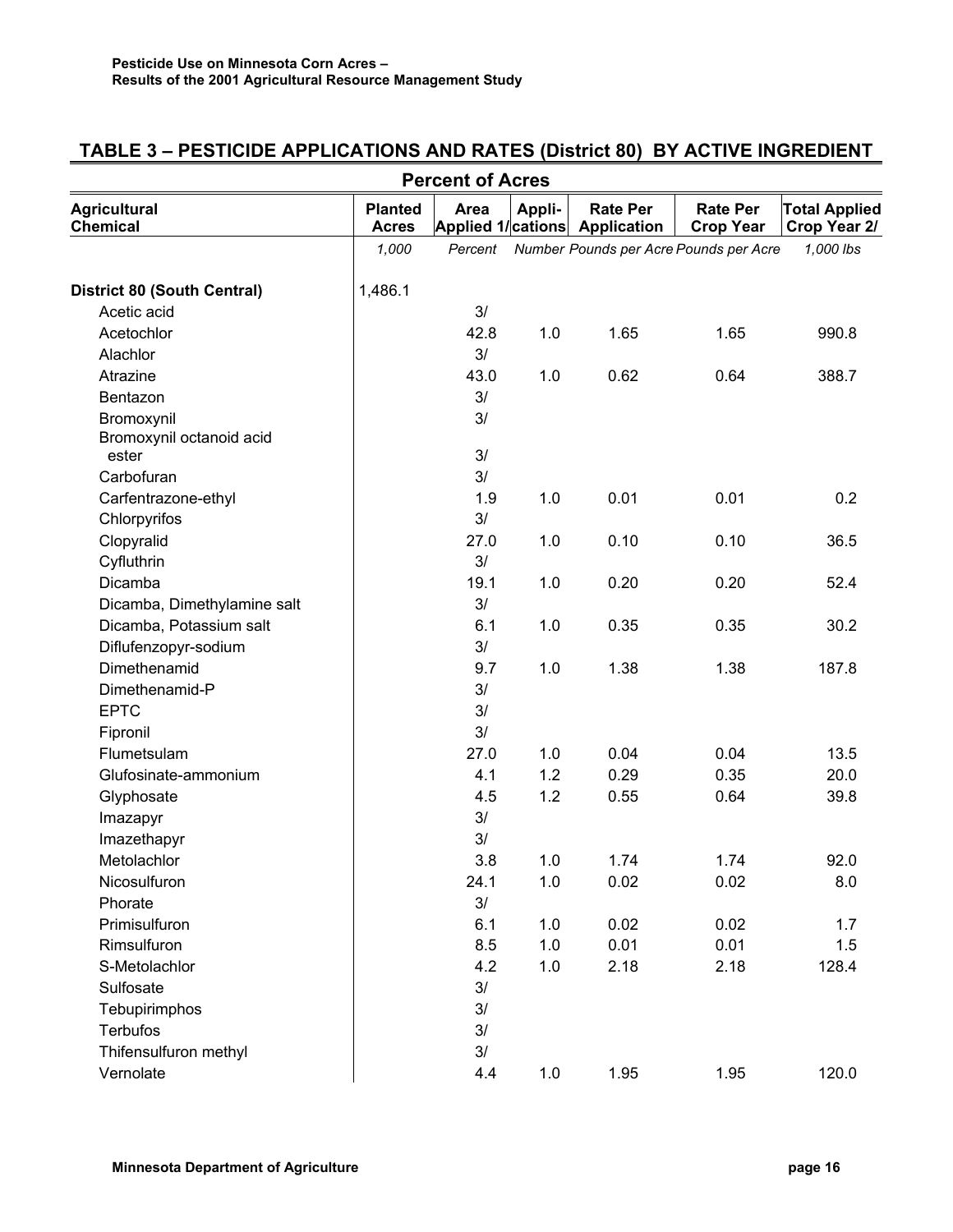## TABLE 3 – PESTICIDE APPLICATIONS AND RATES (District 80) BY ACTIVE INGREDIENT

| Agricultural Chemical | Planted Acres | Percent of Acres Area Applied 1/ | Appli-cations | Rate Per Application | Rate Per Crop Year | Total Applied Crop Year 2/ |
|---|---|---|---|---|---|---|
| | *1,000* | *Percent* | *Number* | *Pounds per Acre* | *Pounds per Acre* | *1,000 lbs* |
| **District 80 (South Central)** | 1,486.1 | | | | | |
| Acetic acid | | 3/ | | | | |
| Acetochlor | | 42.8 | 1.0 | 1.65 | 1.65 | 990.8 |
| Alachlor | | 3/ | | | | |
| Atrazine | | 43.0 | 1.0 | 0.62 | 0.64 | 388.7 |
| Bentazon | | 3/ | | | | |
| Bromoxynil | | 3/ | | | | |
| Bromoxynil octanoid acid ester | | 3/ | | | | |
| Carbofuran | | 3/ | | | | |
| Carfentrazone-ethyl | | 1.9 | 1.0 | 0.01 | 0.01 | 0.2 |
| Chlorpyrifos | | 3/ | | | | |
| Clopyralid | | 27.0 | 1.0 | 0.10 | 0.10 | 36.5 |
| Cyfluthrin | | 3/ | | | | |
| Dicamba | | 19.1 | 1.0 | 0.20 | 0.20 | 52.4 |
| Dicamba, Dimethylamine salt | | 3/ | | | | |
| Dicamba, Potassium salt | | 6.1 | 1.0 | 0.35 | 0.35 | 30.2 |
| Diflufenzopyr-sodium | | 3/ | | | | |
| Dimethenamid | | 9.7 | 1.0 | 1.38 | 1.38 | 187.8 |
| Dimethenamid-P | | 3/ | | | | |
| EPTC | | 3/ | | | | |
| Fipronil | | 3/ | | | | |
| Flumetsulam | | 27.0 | 1.0 | 0.04 | 0.04 | 13.5 |
| Glufosinate-ammonium | | 4.1 | 1.2 | 0.29 | 0.35 | 20.0 |
| Glyphosate | | 4.5 | 1.2 | 0.55 | 0.64 | 39.8 |
| Imazapyr | | 3/ | | | | |
| Imazethapyr | | 3/ | | | | |
| Metolachlor | | 3.8 | 1.0 | 1.74 | 1.74 | 92.0 |
| Nicosulfuron | | 24.1 | 1.0 | 0.02 | 0.02 | 8.0 |
| Phorate | | 3/ | | | | |
| Primisulfuron | | 6.1 | 1.0 | 0.02 | 0.02 | 1.7 |
| Rimsulfuron | | 8.5 | 1.0 | 0.01 | 0.01 | 1.5 |
| S-Metolachlor | | 4.2 | 1.0 | 2.18 | 2.18 | 128.4 |
| Sulfosate | | 3/ | | | | |
| Tebupirimphos | | 3/ | | | | |
| Terbufos | | 3/ | | | | |
| Thifensulfuron methyl | | 3/ | | | | |
| Vernolate | | 4.4 | 1.0 | 1.95 | 1.95 | 120.0 |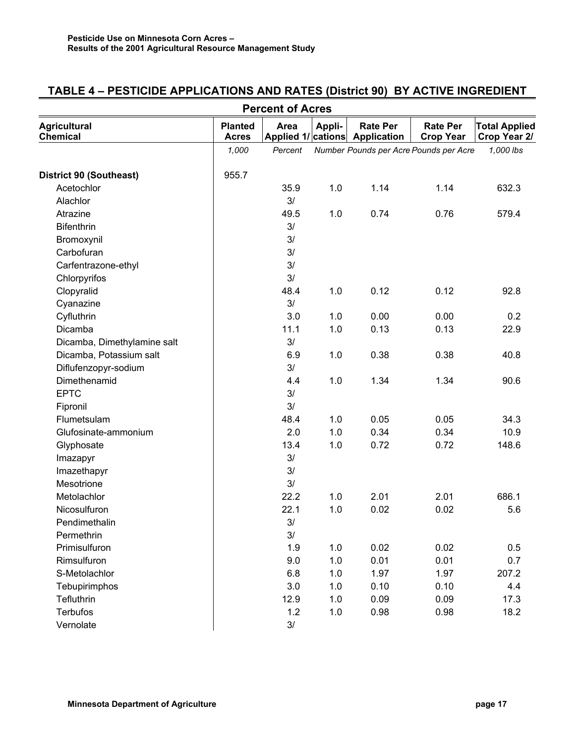## TABLE 4 – PESTICIDE APPLICATIONS AND RATES (District 90) BY ACTIVE INGREDIENT

| | | Percent of Acres | | | | |
|---|---|---|---|---|---|---|
| Agricultural Chemical | Planted Acres | Area Applied 1/ | Appli-cations | Rate Per Application | Rate Per Crop Year | Total Applied Crop Year 2/ |
| | *1,000* | *Percent* | *Number* | *Pounds per Acre* | *Pounds per Acre* | *1,000 lbs* |
| **District 90 (Southeast)** | 955.7 | | | | | |
| Acetochlor | | 35.9 | 1.0 | 1.14 | 1.14 | 632.3 |
| Alachlor | | 3/ | | | | |
| Atrazine | | 49.5 | 1.0 | 0.74 | 0.76 | 579.4 |
| Bifenthrin | | 3/ | | | | |
| Bromoxynil | | 3/ | | | | |
| Carbofuran | | 3/ | | | | |
| Carfentrazone-ethyl | | 3/ | | | | |
| Chlorpyrifos | | 3/ | | | | |
| Clopyralid | | 48.4 | 1.0 | 0.12 | 0.12 | 92.8 |
| Cyanazine | | 3/ | | | | |
| Cyfluthrin | | 3.0 | 1.0 | 0.00 | 0.00 | 0.2 |
| Dicamba | | 11.1 | 1.0 | 0.13 | 0.13 | 22.9 |
| Dicamba, Dimethylamine salt | | 3/ | | | | |
| Dicamba, Potassium salt | | 6.9 | 1.0 | 0.38 | 0.38 | 40.8 |
| Diflufenzopyr-sodium | | 3/ | | | | |
| Dimethenamid | | 4.4 | 1.0 | 1.34 | 1.34 | 90.6 |
| EPTC | | 3/ | | | | |
| Fipronil | | 3/ | | | | |
| Flumetsulam | | 48.4 | 1.0 | 0.05 | 0.05 | 34.3 |
| Glufosinate-ammonium | | 2.0 | 1.0 | 0.34 | 0.34 | 10.9 |
| Glyphosate | | 13.4 | 1.0 | 0.72 | 0.72 | 148.6 |
| Imazapyr | | 3/ | | | | |
| Imazethapyr | | 3/ | | | | |
| Mesotrione | | 3/ | | | | |
| Metolachlor | | 22.2 | 1.0 | 2.01 | 2.01 | 686.1 |
| Nicosulfuron | | 22.1 | 1.0 | 0.02 | 0.02 | 5.6 |
| Pendimethalin | | 3/ | | | | |
| Permethrin | | 3/ | | | | |
| Primisulfuron | | 1.9 | 1.0 | 0.02 | 0.02 | 0.5 |
| Rimsulfuron | | 9.0 | 1.0 | 0.01 | 0.01 | 0.7 |
| S-Metolachlor | | 6.8 | 1.0 | 1.97 | 1.97 | 207.2 |
| Tebupirimphos | | 3.0 | 1.0 | 0.10 | 0.10 | 4.4 |
| Tefluthrin | | 12.9 | 1.0 | 0.09 | 0.09 | 17.3 |
| Terbufos | | 1.2 | 1.0 | 0.98 | 0.98 | 18.2 |
| Vernolate | | 3/ | | | | |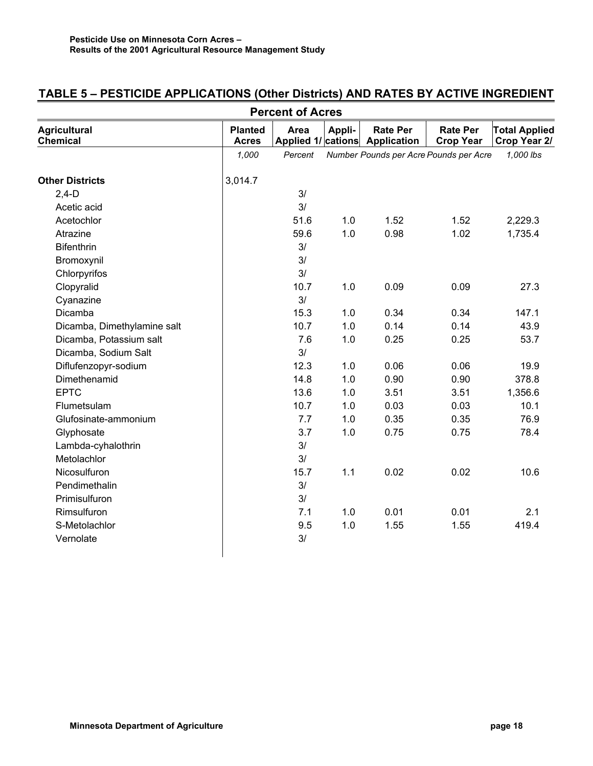## TABLE 5 – PESTICIDE APPLICATIONS (Other Districts) AND RATES BY ACTIVE INGREDIENT

| | | Percent of Acres | | | | |
|---|---|---|---|---|---|---|
| Agricultural Chemical | Planted Acres | Area Applied 1/ | Appli-cations | Rate Per Application | Rate Per Crop Year | Total Applied Crop Year 2/ |
| | *1,000* | *Percent* | *Number* | *Pounds per Acre* | *Pounds per Acre* | *1,000 lbs* |
| **Other Districts** | 3,014.7 | | | | | |
| 2,4-D | | 3/ | | | | |
| Acetic acid | | 3/ | | | | |
| Acetochlor | | 51.6 | 1.0 | 1.52 | 1.52 | 2,229.3 |
| Atrazine | | 59.6 | 1.0 | 0.98 | 1.02 | 1,735.4 |
| Bifenthrin | | 3/ | | | | |
| Bromoxynil | | 3/ | | | | |
| Chlorpyrifos | | 3/ | | | | |
| Clopyralid | | 10.7 | 1.0 | 0.09 | 0.09 | 27.3 |
| Cyanazine | | 3/ | | | | |
| Dicamba | | 15.3 | 1.0 | 0.34 | 0.34 | 147.1 |
| Dicamba, Dimethylamine salt | | 10.7 | 1.0 | 0.14 | 0.14 | 43.9 |
| Dicamba, Potassium salt | | 7.6 | 1.0 | 0.25 | 0.25 | 53.7 |
| Dicamba, Sodium Salt | | 3/ | | | | |
| Diflufenzopyr-sodium | | 12.3 | 1.0 | 0.06 | 0.06 | 19.9 |
| Dimethenamid | | 14.8 | 1.0 | 0.90 | 0.90 | 378.8 |
| EPTC | | 13.6 | 1.0 | 3.51 | 3.51 | 1,356.6 |
| Flumetsulam | | 10.7 | 1.0 | 0.03 | 0.03 | 10.1 |
| Glufosinate-ammonium | | 7.7 | 1.0 | 0.35 | 0.35 | 76.9 |
| Glyphosate | | 3.7 | 1.0 | 0.75 | 0.75 | 78.4 |
| Lambda-cyhalothrin | | 3/ | | | | |
| Metolachlor | | 3/ | | | | |
| Nicosulfuron | | 15.7 | 1.1 | 0.02 | 0.02 | 10.6 |
| Pendimethalin | | 3/ | | | | |
| Primisulfuron | | 3/ | | | | |
| Rimsulfuron | | 7.1 | 1.0 | 0.01 | 0.01 | 2.1 |
| S-Metolachlor | | 9.5 | 1.0 | 1.55 | 1.55 | 419.4 |
| Vernolate | | 3/ | | | | |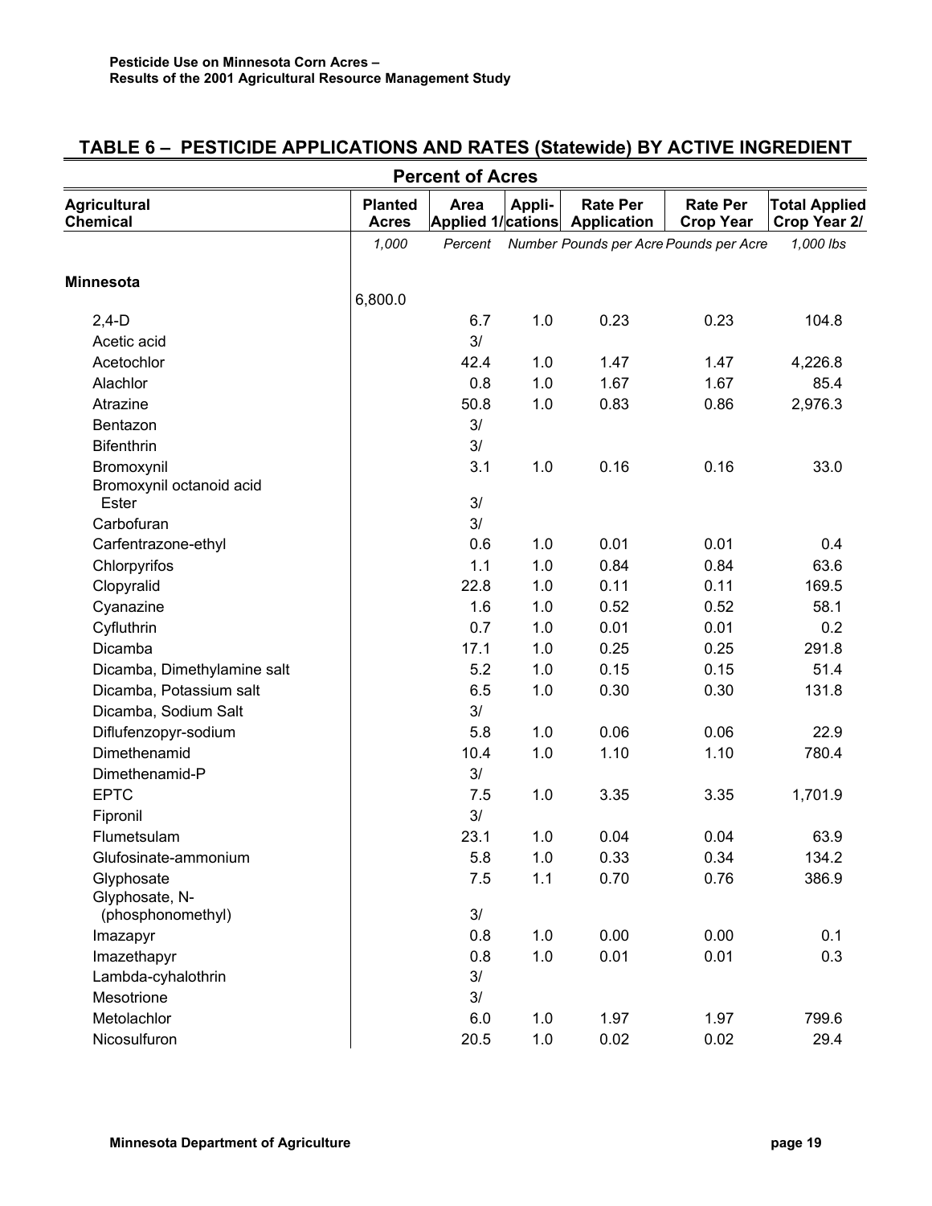## TABLE 6 – PESTICIDE APPLICATIONS AND RATES (Statewide) BY ACTIVE INGREDIENT

| | | Percent of Acres | | | | |
|---|---|---|---|---|---|---|
| Agricultural Chemical | Planted Acres | Area Applied 1/ | Applications | Rate Per Application | Rate Per Crop Year | Total Applied Crop Year 2/ |
| | *1,000* | *Percent* | *Number* | *Pounds per Acre* | *Pounds per Acre* | *1,000 lbs* |
| **Minnesota** | 6,800.0 | | | | | |
| 2,4-D | | 6.7 | 1.0 | 0.23 | 0.23 | 104.8 |
| Acetic acid | | 3/ | | | | |
| Acetochlor | | 42.4 | 1.0 | 1.47 | 1.47 | 4,226.8 |
| Alachlor | | 0.8 | 1.0 | 1.67 | 1.67 | 85.4 |
| Atrazine | | 50.8 | 1.0 | 0.83 | 0.86 | 2,976.3 |
| Bentazon | | 3/ | | | | |
| Bifenthrin | | 3/ | | | | |
| Bromoxynil | | 3.1 | 1.0 | 0.16 | 0.16 | 33.0 |
| Bromoxynil octanoid acid Ester | | 3/ | | | | |
| Carbofuran | | 3/ | | | | |
| Carfentrazone-ethyl | | 0.6 | 1.0 | 0.01 | 0.01 | 0.4 |
| Chlorpyrifos | | 1.1 | 1.0 | 0.84 | 0.84 | 63.6 |
| Clopyralid | | 22.8 | 1.0 | 0.11 | 0.11 | 169.5 |
| Cyanazine | | 1.6 | 1.0 | 0.52 | 0.52 | 58.1 |
| Cyfluthrin | | 0.7 | 1.0 | 0.01 | 0.01 | 0.2 |
| Dicamba | | 17.1 | 1.0 | 0.25 | 0.25 | 291.8 |
| Dicamba, Dimethylamine salt | | 5.2 | 1.0 | 0.15 | 0.15 | 51.4 |
| Dicamba, Potassium salt | | 6.5 | 1.0 | 0.30 | 0.30 | 131.8 |
| Dicamba, Sodium Salt | | 3/ | | | | |
| Diflufenzopyr-sodium | | 5.8 | 1.0 | 0.06 | 0.06 | 22.9 |
| Dimethenamid | | 10.4 | 1.0 | 1.10 | 1.10 | 780.4 |
| Dimethenamid-P | | 3/ | | | | |
| EPTC | | 7.5 | 1.0 | 3.35 | 3.35 | 1,701.9 |
| Fipronil | | 3/ | | | | |
| Flumetsulam | | 23.1 | 1.0 | 0.04 | 0.04 | 63.9 |
| Glufosinate-ammonium | | 5.8 | 1.0 | 0.33 | 0.34 | 134.2 |
| Glyphosate | | 7.5 | 1.1 | 0.70 | 0.76 | 386.9 |
| Glyphosate, N-(phosphonomethyl) | | 3/ | | | | |
| Imazapyr | | 0.8 | 1.0 | 0.00 | 0.00 | 0.1 |
| Imazethapyr | | 0.8 | 1.0 | 0.01 | 0.01 | 0.3 |
| Lambda-cyhalothrin | | 3/ | | | | |
| Mesotrione | | 3/ | | | | |
| Metolachlor | | 6.0 | 1.0 | 1.97 | 1.97 | 799.6 |
| Nicosulfuron | | 20.5 | 1.0 | 0.02 | 0.02 | 29.4 |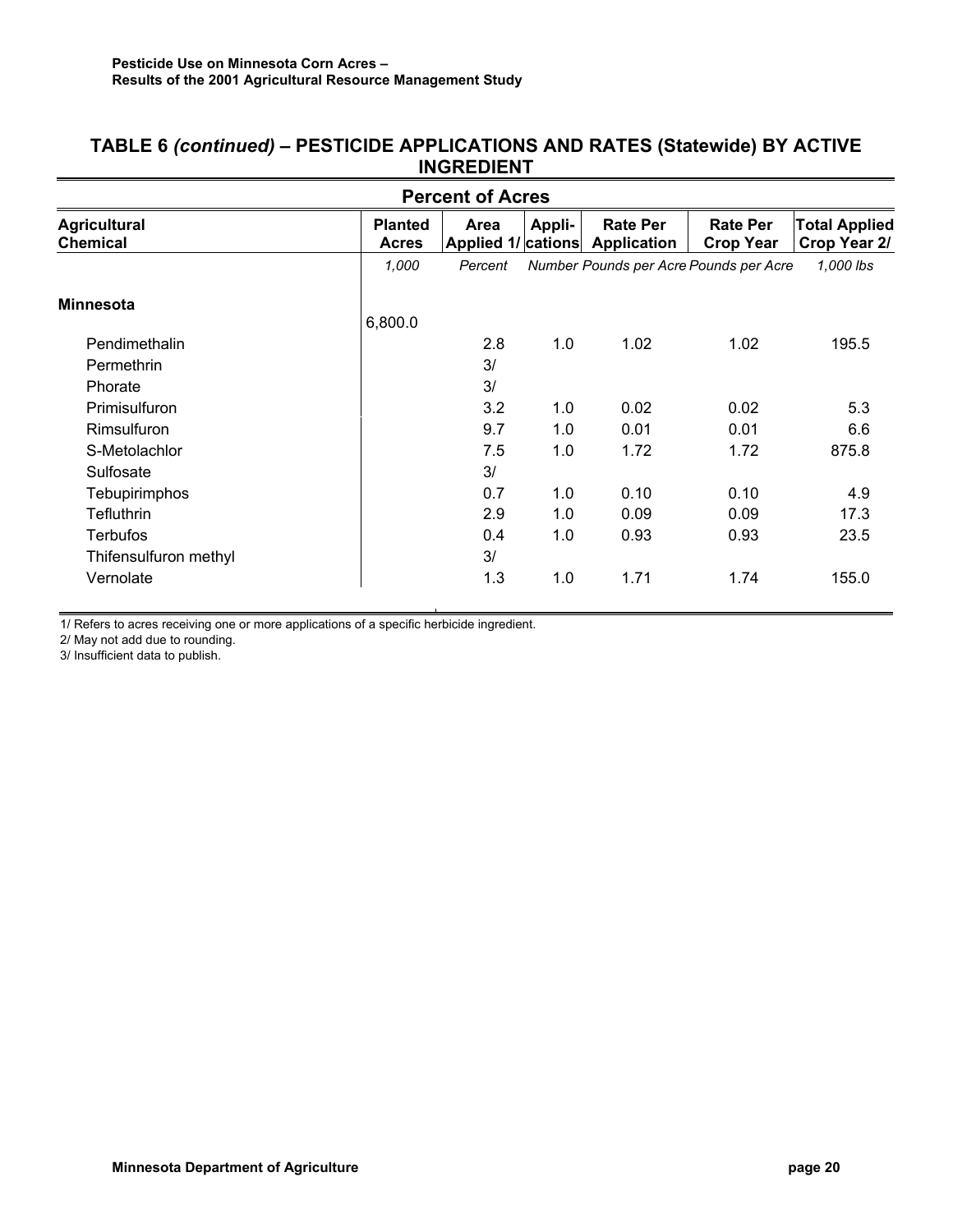## TABLE 6 *(continued)* – PESTICIDE APPLICATIONS AND RATES (Statewide) BY ACTIVE INGREDIENT

| Agricultural Chemical | Planted Acres | Area Applied 1/ | Appli-cations | Rate Per Application | Rate Per Crop Year | Total Applied Crop Year 2/ |
|---|---|---|---|---|---|---|
| | | **Percent of Acres** | | | | |
| | *1,000* | *Percent* | *Number* | *Pounds per Acre* | *Pounds per Acre* | *1,000 lbs* |
| **Minnesota** | | | | | | |
| | 6,800.0 | | | | | |
| Pendimethalin | | 2.8 | 1.0 | 1.02 | 1.02 | 195.5 |
| Permethrin | | 3/ | | | | |
| Phorate | | 3/ | | | | |
| Primisulfuron | | 3.2 | 1.0 | 0.02 | 0.02 | 5.3 |
| Rimsulfuron | | 9.7 | 1.0 | 0.01 | 0.01 | 6.6 |
| S-Metolachlor | | 7.5 | 1.0 | 1.72 | 1.72 | 875.8 |
| Sulfosate | | 3/ | | | | |
| Tebupirimphos | | 0.7 | 1.0 | 0.10 | 0.10 | 4.9 |
| Tefluthrin | | 2.9 | 1.0 | 0.09 | 0.09 | 17.3 |
| Terbufos | | 0.4 | 1.0 | 0.93 | 0.93 | 23.5 |
| Thifensulfuron methyl | | 3/ | | | | |
| Vernolate | | 1.3 | 1.0 | 1.71 | 1.74 | 155.0 |

1/ Refers to acres receiving one or more applications of a specific herbicide ingredient.

2/ May not add due to rounding.

3/ Insufficient data to publish.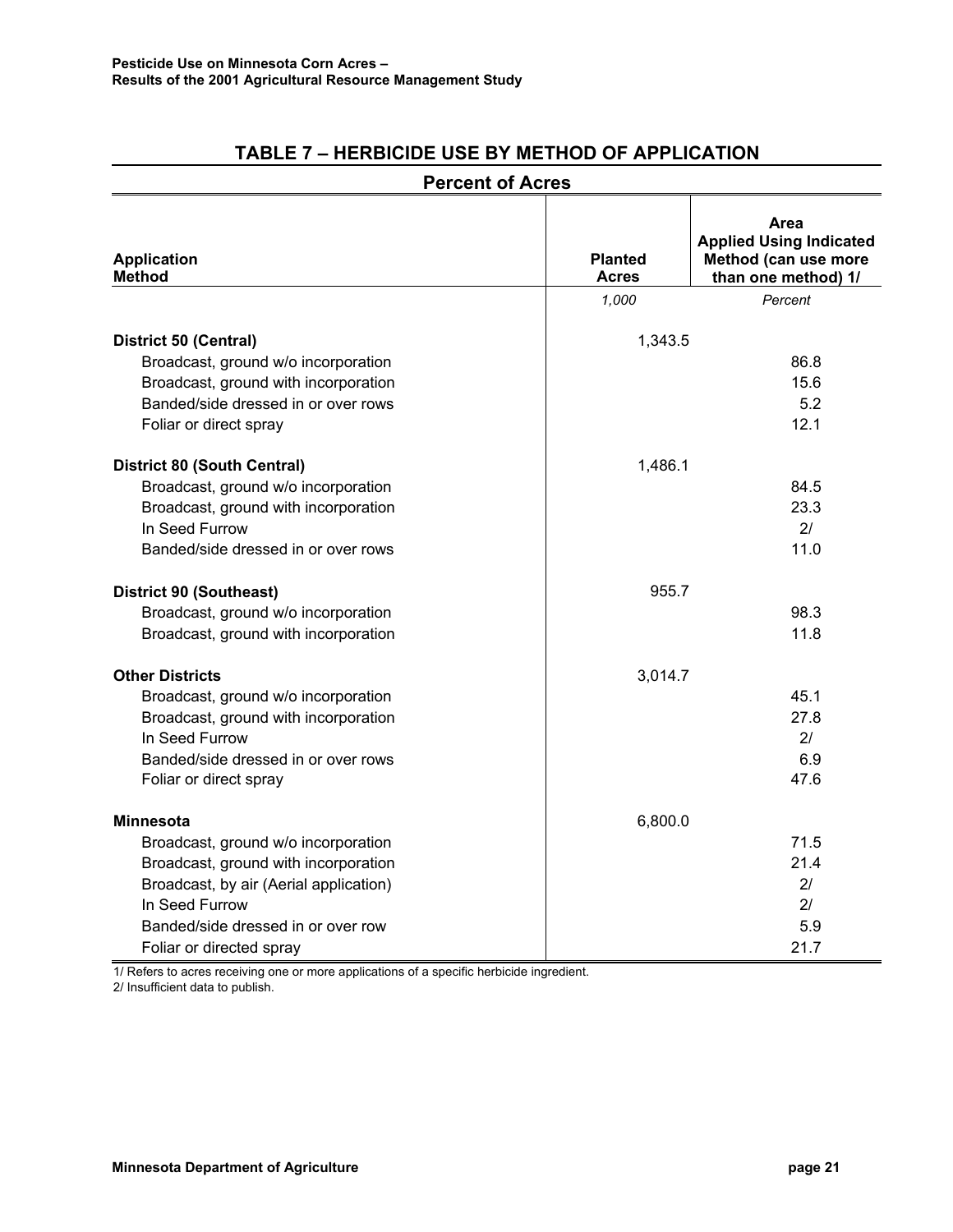## TABLE 7 – HERBICIDE USE BY METHOD OF APPLICATION

### Percent of Acres

| Application Method | Planted Acres | Area Applied Using Indicated Method (can use more than one method) 1/ |
|---|---|---|
| | *1,000* | *Percent* |
| **District 50 (Central)** | 1,343.5 | |
| Broadcast, ground w/o incorporation | | 86.8 |
| Broadcast, ground with incorporation | | 15.6 |
| Banded/side dressed in or over rows | | 5.2 |
| Foliar or direct spray | | 12.1 |
| **District 80 (South Central)** | 1,486.1 | |
| Broadcast, ground w/o incorporation | | 84.5 |
| Broadcast, ground with incorporation | | 23.3 |
| In Seed Furrow | | 2/ |
| Banded/side dressed in or over rows | | 11.0 |
| **District 90 (Southeast)** | 955.7 | |
| Broadcast, ground w/o incorporation | | 98.3 |
| Broadcast, ground with incorporation | | 11.8 |
| **Other Districts** | 3,014.7 | |
| Broadcast, ground w/o incorporation | | 45.1 |
| Broadcast, ground with incorporation | | 27.8 |
| In Seed Furrow | | 2/ |
| Banded/side dressed in or over rows | | 6.9 |
| Foliar or direct spray | | 47.6 |
| **Minnesota** | 6,800.0 | |
| Broadcast, ground w/o incorporation | | 71.5 |
| Broadcast, ground with incorporation | | 21.4 |
| Broadcast, by air (Aerial application) | | 2/ |
| In Seed Furrow | | 2/ |
| Banded/side dressed in or over row | | 5.9 |
| Foliar or directed spray | | 21.7 |

1/ Refers to acres receiving one or more applications of a specific herbicide ingredient.

2/ Insufficient data to publish.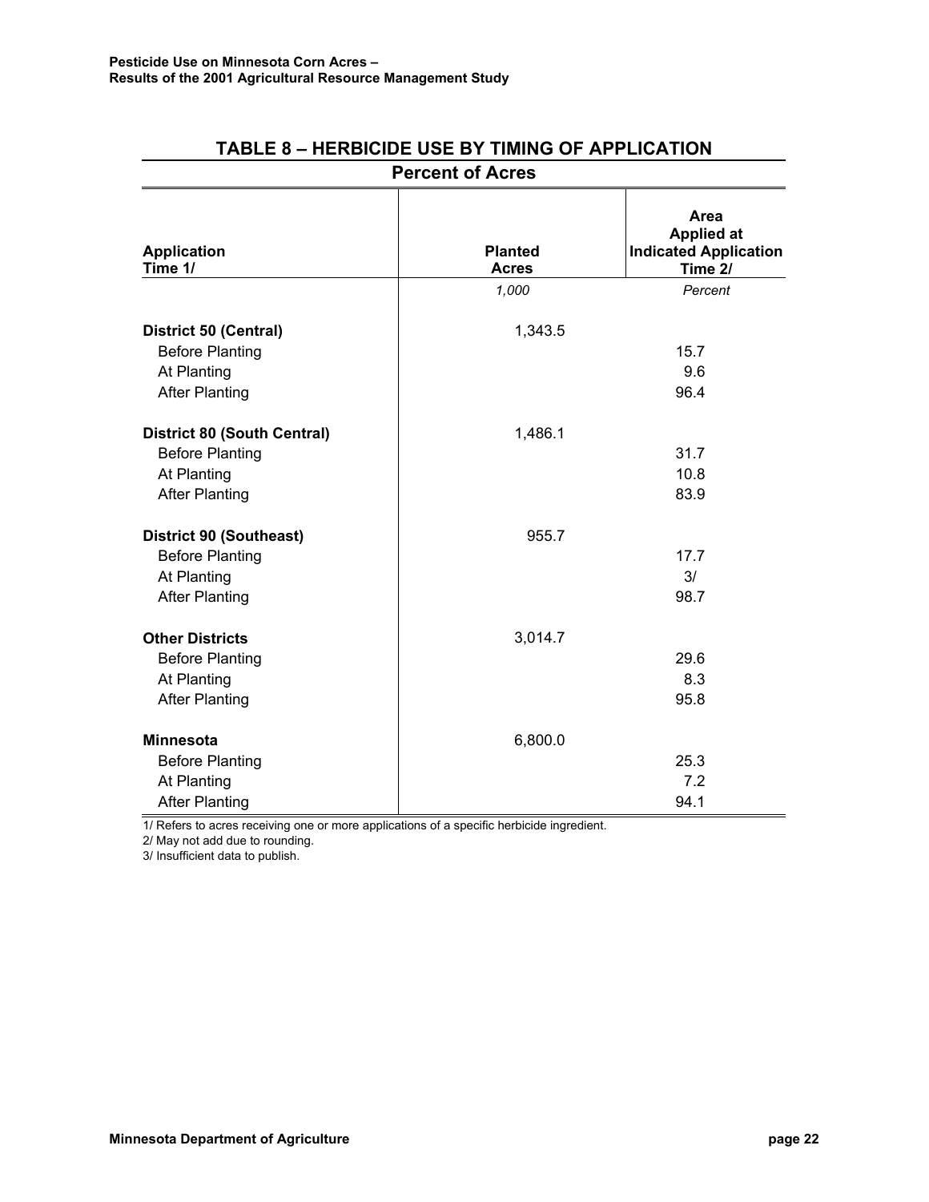## TABLE 8 – HERBICIDE USE BY TIMING OF APPLICATION

### Percent of Acres

| Application Time 1/ | Planted Acres | Area Applied at Indicated Application Time 2/ |
|---|---|---|
| | *1,000* | *Percent* |
| **District 50 (Central)** | 1,343.5 | |
| Before Planting | | 15.7 |
| At Planting | | 9.6 |
| After Planting | | 96.4 |
| **District 80 (South Central)** | 1,486.1 | |
| Before Planting | | 31.7 |
| At Planting | | 10.8 |
| After Planting | | 83.9 |
| **District 90 (Southeast)** | 955.7 | |
| Before Planting | | 17.7 |
| At Planting | | 3/ |
| After Planting | | 98.7 |
| **Other Districts** | 3,014.7 | |
| Before Planting | | 29.6 |
| At Planting | | 8.3 |
| After Planting | | 95.8 |
| **Minnesota** | 6,800.0 | |
| Before Planting | | 25.3 |
| At Planting | | 7.2 |
| After Planting | | 94.1 |

1/ Refers to acres receiving one or more applications of a specific herbicide ingredient.

2/ May not add due to rounding.

3/ Insufficient data to publish.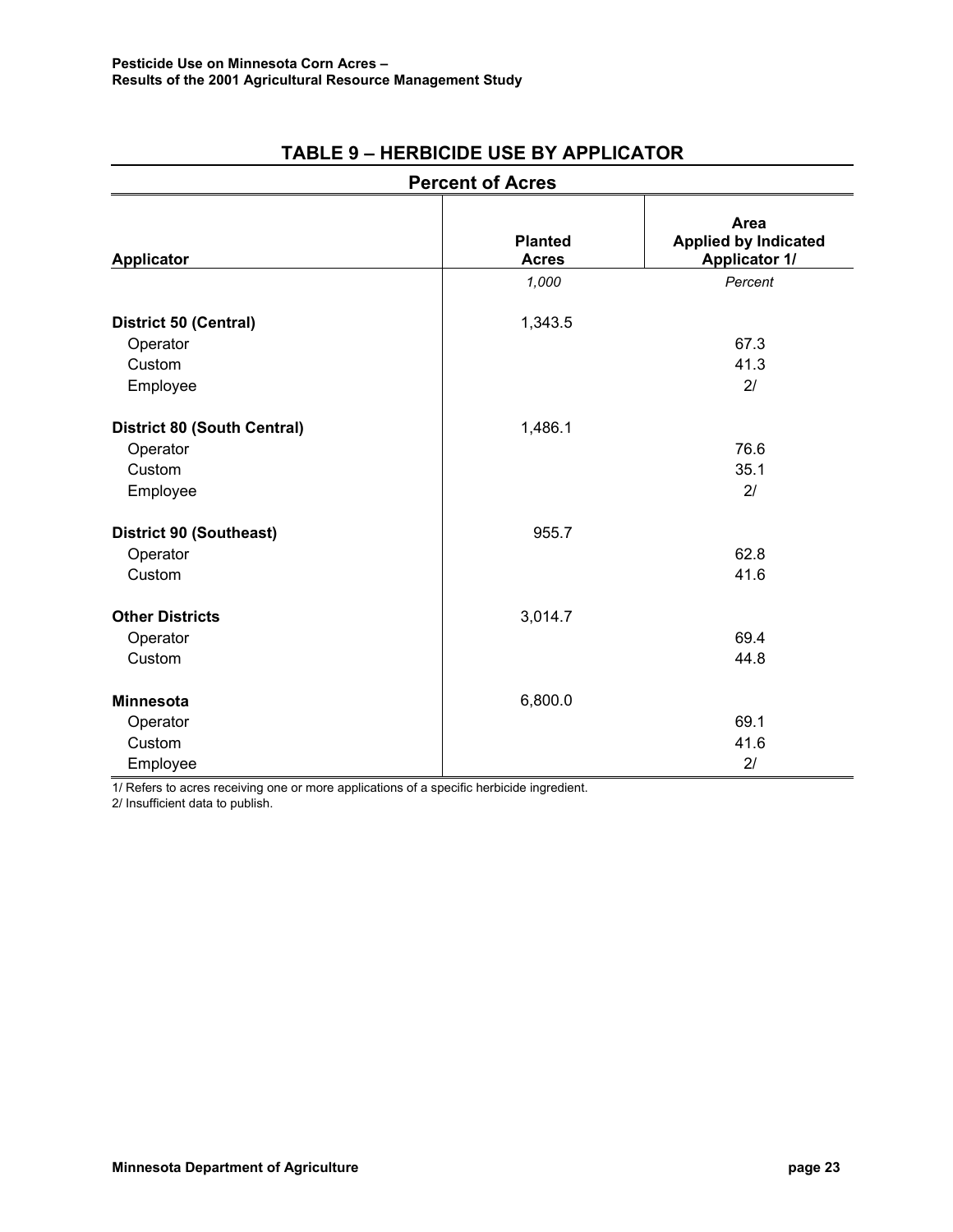## TABLE 9 – HERBICIDE USE BY APPLICATOR

**Percent of Acres**

| Applicator | Planted Acres | Area Applied by Indicated Applicator 1/ |
|---|---|---|
| | *1,000* | *Percent* |
| **District 50 (Central)** | 1,343.5 | |
| Operator | | 67.3 |
| Custom | | 41.3 |
| Employee | | 2/ |
| **District 80 (South Central)** | 1,486.1 | |
| Operator | | 76.6 |
| Custom | | 35.1 |
| Employee | | 2/ |
| **District 90 (Southeast)** | 955.7 | |
| Operator | | 62.8 |
| Custom | | 41.6 |
| **Other Districts** | 3,014.7 | |
| Operator | | 69.4 |
| Custom | | 44.8 |
| **Minnesota** | 6,800.0 | |
| Operator | | 69.1 |
| Custom | | 41.6 |
| Employee | | 2/ |

1/ Refers to acres receiving one or more applications of a specific herbicide ingredient.
2/ Insufficient data to publish.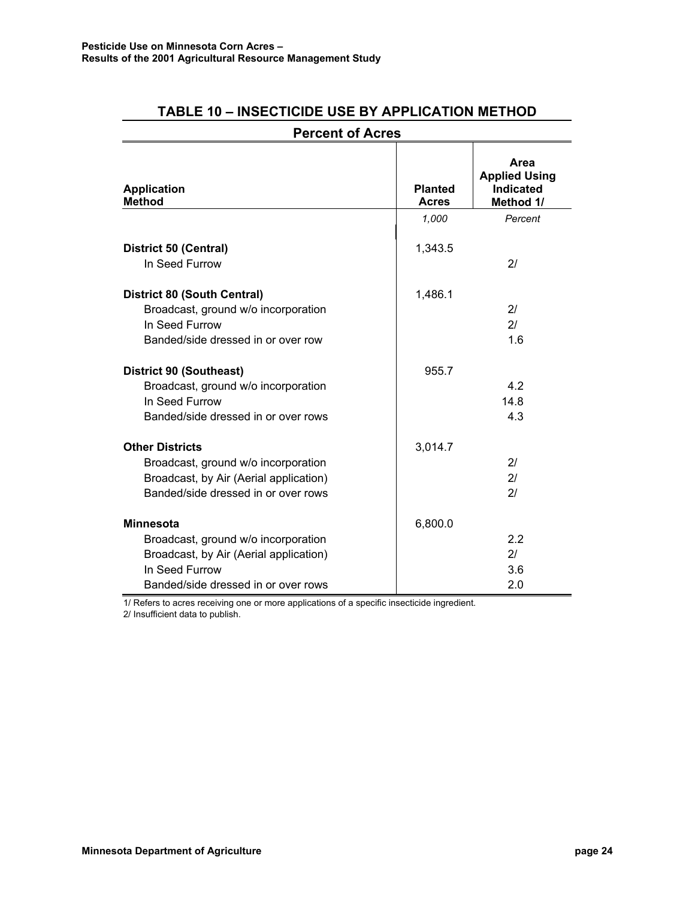## TABLE 10 – INSECTICIDE USE BY APPLICATION METHOD

**Percent of Acres**

| Application Method | Planted Acres | Area Applied Using Indicated Method 1/ |
|---|---|---|
| | *1,000* | *Percent* |
| **District 50 (Central)** | 1,343.5 | |
| In Seed Furrow | | 2/ |
| **District 80 (South Central)** | 1,486.1 | |
| Broadcast, ground w/o incorporation | | 2/ |
| In Seed Furrow | | 2/ |
| Banded/side dressed in or over row | | 1.6 |
| **District 90 (Southeast)** | 955.7 | |
| Broadcast, ground w/o incorporation | | 4.2 |
| In Seed Furrow | | 14.8 |
| Banded/side dressed in or over rows | | 4.3 |
| **Other Districts** | 3,014.7 | |
| Broadcast, ground w/o incorporation | | 2/ |
| Broadcast, by Air (Aerial application) | | 2/ |
| Banded/side dressed in or over rows | | 2/ |
| **Minnesota** | 6,800.0 | |
| Broadcast, ground w/o incorporation | | 2.2 |
| Broadcast, by Air (Aerial application) | | 2/ |
| In Seed Furrow | | 3.6 |
| Banded/side dressed in or over rows | | 2.0 |

1/ Refers to acres receiving one or more applications of a specific insecticide ingredient.
2/ Insufficient data to publish.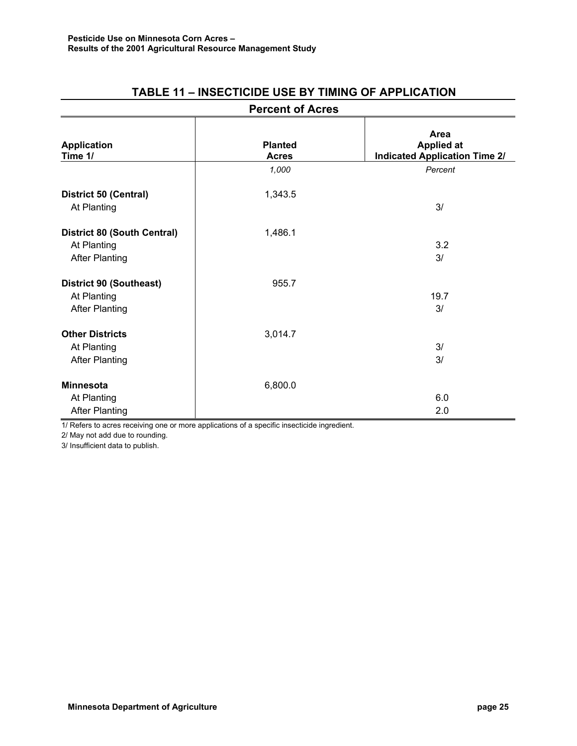## TABLE 11 – INSECTICIDE USE BY TIMING OF APPLICATION

### Percent of Acres

| Application Time 1/ | Planted Acres | Area Applied at Indicated Application Time 2/ |
|---|---|---|
| | *1,000* | *Percent* |
| **District 50 (Central)** | 1,343.5 | |
| At Planting | | 3/ |
| **District 80 (South Central)** | 1,486.1 | |
| At Planting | | 3.2 |
| After Planting | | 3/ |
| **District 90 (Southeast)** | 955.7 | |
| At Planting | | 19.7 |
| After Planting | | 3/ |
| **Other Districts** | 3,014.7 | |
| At Planting | | 3/ |
| After Planting | | 3/ |
| **Minnesota** | 6,800.0 | |
| At Planting | | 6.0 |
| After Planting | | 2.0 |

1/ Refers to acres receiving one or more applications of a specific insecticide ingredient.

2/ May not add due to rounding.

3/ Insufficient data to publish.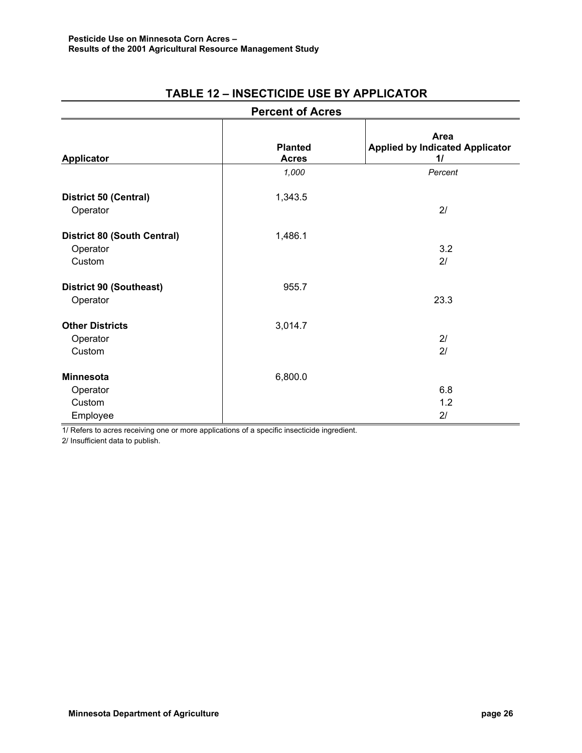## TABLE 12 – INSECTICIDE USE BY APPLICATOR

### Percent of Acres

| Applicator | Planted Acres | Area Applied by Indicated Applicator 1/ |
|---|---|---|
| | *1,000* | *Percent* |
| **District 50 (Central)** | 1,343.5 | |
| Operator | | 2/ |
| **District 80 (South Central)** | 1,486.1 | |
| Operator | | 3.2 |
| Custom | | 2/ |
| **District 90 (Southeast)** | 955.7 | |
| Operator | | 23.3 |
| **Other Districts** | 3,014.7 | |
| Operator | | 2/ |
| Custom | | 2/ |
| **Minnesota** | 6,800.0 | |
| Operator | | 6.8 |
| Custom | | 1.2 |
| Employee | | 2/ |

1/ Refers to acres receiving one or more applications of a specific insecticide ingredient.

2/ Insufficient data to publish.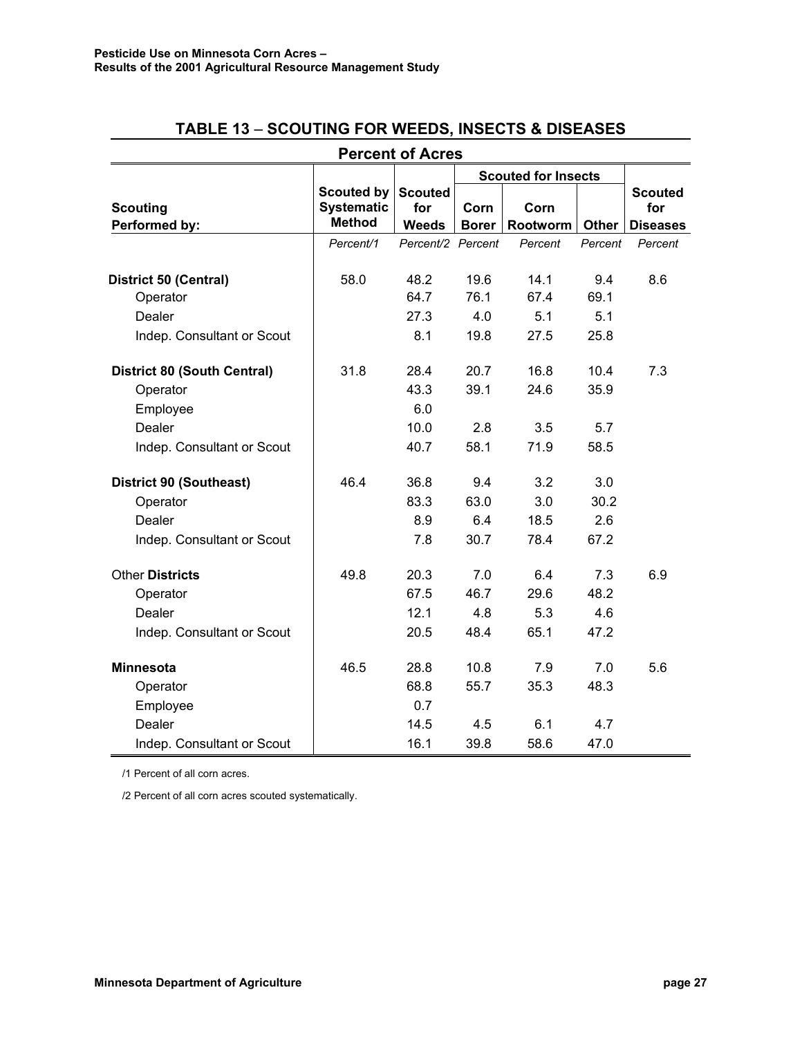## TABLE 13 – SCOUTING FOR WEEDS, INSECTS & DISEASES

**Percent of Acres**

| Scouting Performed by: | Scouted by Systematic Method | Scouted for Weeds | Scouted for Insects | | | Scouted for Diseases |
|---|---|---|---|---|---|---|
| | | | Corn Borer | Corn Rootworm | Other | |
| | *Percent/1* | *Percent/2* | *Percent* | *Percent* | *Percent* | *Percent* |
| **District 50 (Central)** | 58.0 | 48.2 | 19.6 | 14.1 | 9.4 | 8.6 |
| Operator | | 64.7 | 76.1 | 67.4 | 69.1 | |
| Dealer | | 27.3 | 4.0 | 5.1 | 5.1 | |
| Indep. Consultant or Scout | | 8.1 | 19.8 | 27.5 | 25.8 | |
| **District 80 (South Central)** | 31.8 | 28.4 | 20.7 | 16.8 | 10.4 | 7.3 |
| Operator | | 43.3 | 39.1 | 24.6 | 35.9 | |
| Employee | | 6.0 | | | | |
| Dealer | | 10.0 | 2.8 | 3.5 | 5.7 | |
| Indep. Consultant or Scout | | 40.7 | 58.1 | 71.9 | 58.5 | |
| **District 90 (Southeast)** | 46.4 | 36.8 | 9.4 | 3.2 | 3.0 | |
| Operator | | 83.3 | 63.0 | 3.0 | 30.2 | |
| Dealer | | 8.9 | 6.4 | 18.5 | 2.6 | |
| Indep. Consultant or Scout | | 7.8 | 30.7 | 78.4 | 67.2 | |
| Other **Districts** | 49.8 | 20.3 | 7.0 | 6.4 | 7.3 | 6.9 |
| Operator | | 67.5 | 46.7 | 29.6 | 48.2 | |
| Dealer | | 12.1 | 4.8 | 5.3 | 4.6 | |
| Indep. Consultant or Scout | | 20.5 | 48.4 | 65.1 | 47.2 | |
| **Minnesota** | 46.5 | 28.8 | 10.8 | 7.9 | 7.0 | 5.6 |
| Operator | | 68.8 | 55.7 | 35.3 | 48.3 | |
| Employee | | 0.7 | | | | |
| Dealer | | 14.5 | 4.5 | 6.1 | 4.7 | |
| Indep. Consultant or Scout | | 16.1 | 39.8 | 58.6 | 47.0 | |

/1 Percent of all corn acres.

/2 Percent of all corn acres scouted systematically.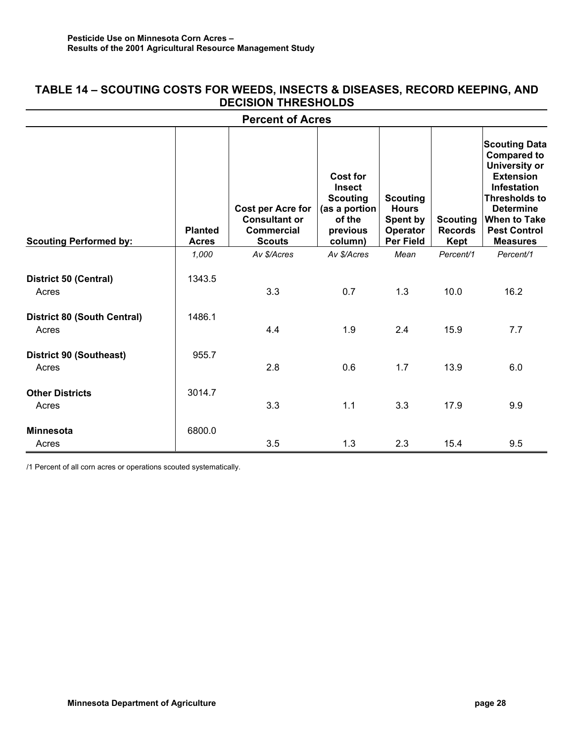## TABLE 14 – SCOUTING COSTS FOR WEEDS, INSECTS & DISEASES, RECORD KEEPING, AND DECISION THRESHOLDS

**Percent of Acres**

| Scouting Performed by: | Planted Acres | Cost per Acre for Consultant or Commercial Scouts | Cost for Insect Scouting (as a portion of the previous column) | Scouting Hours Spent by Operator Per Field | Scouting Records Kept | Scouting Data Compared to University or Extension Infestation Thresholds to Determine When to Take Pest Control Measures |
|---|---|---|---|---|---|---|
| | *1,000* | *Av $/Acres* | *Av $/Acres* | *Mean* | *Percent/1* | *Percent/1* |
| **District 50 (Central)** | 1343.5 | | | | | |
| Acres | | 3.3 | 0.7 | 1.3 | 10.0 | 16.2 |
| **District 80 (South Central)** | 1486.1 | | | | | |
| Acres | | 4.4 | 1.9 | 2.4 | 15.9 | 7.7 |
| **District 90 (Southeast)** | 955.7 | | | | | |
| Acres | | 2.8 | 0.6 | 1.7 | 13.9 | 6.0 |
| **Other Districts** | 3014.7 | | | | | |
| Acres | | 3.3 | 1.1 | 3.3 | 17.9 | 9.9 |
| **Minnesota** | 6800.0 | | | | | |
| Acres | | 3.5 | 1.3 | 2.3 | 15.4 | 9.5 |

/1 Percent of all corn acres or operations scouted systematically.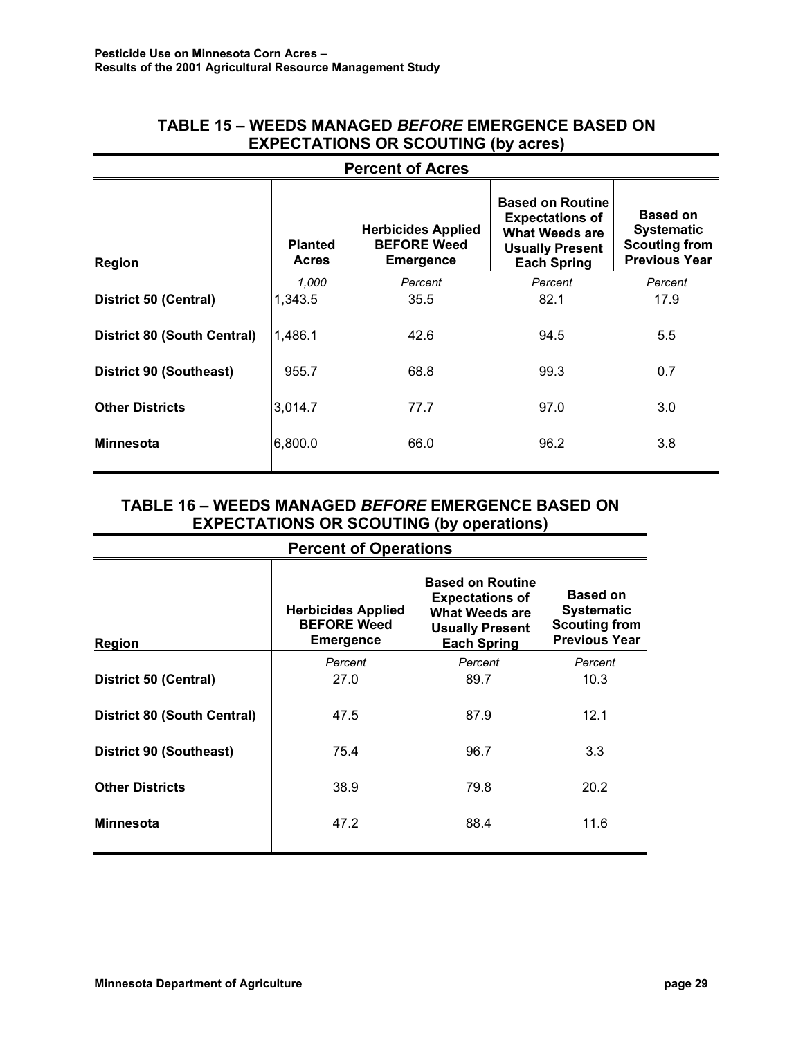## TABLE 15 – WEEDS MANAGED *BEFORE* EMERGENCE BASED ON EXPECTATIONS OR SCOUTING (by acres)

| | Percent of Acres | | | |
|---|---|---|---|---|
| **Region** | **Planted Acres** | **Herbicides Applied BEFORE Weed Emergence** | **Based on Routine Expectations of What Weeds are Usually Present Each Spring** | **Based on Systematic Scouting from Previous Year** |
| | *1,000* | *Percent* | *Percent* | *Percent* |
| **District 50 (Central)** | 1,343.5 | 35.5 | 82.1 | 17.9 |
| **District 80 (South Central)** | 1,486.1 | 42.6 | 94.5 | 5.5 |
| **District 90 (Southeast)** | 955.7 | 68.8 | 99.3 | 0.7 |
| **Other Districts** | 3,014.7 | 77.7 | 97.0 | 3.0 |
| **Minnesota** | 6,800.0 | 66.0 | 96.2 | 3.8 |

## TABLE 16 – WEEDS MANAGED *BEFORE* EMERGENCE BASED ON EXPECTATIONS OR SCOUTING (by operations)

| | Percent of Operations | | |
|---|---|---|---|
| **Region** | **Herbicides Applied BEFORE Weed Emergence** | **Based on Routine Expectations of What Weeds are Usually Present Each Spring** | **Based on Systematic Scouting from Previous Year** |
| | *Percent* | *Percent* | *Percent* |
| **District 50 (Central)** | 27.0 | 89.7 | 10.3 |
| **District 80 (South Central)** | 47.5 | 87.9 | 12.1 |
| **District 90 (Southeast)** | 75.4 | 96.7 | 3.3 |
| **Other Districts** | 38.9 | 79.8 | 20.2 |
| **Minnesota** | 47.2 | 88.4 | 11.6 |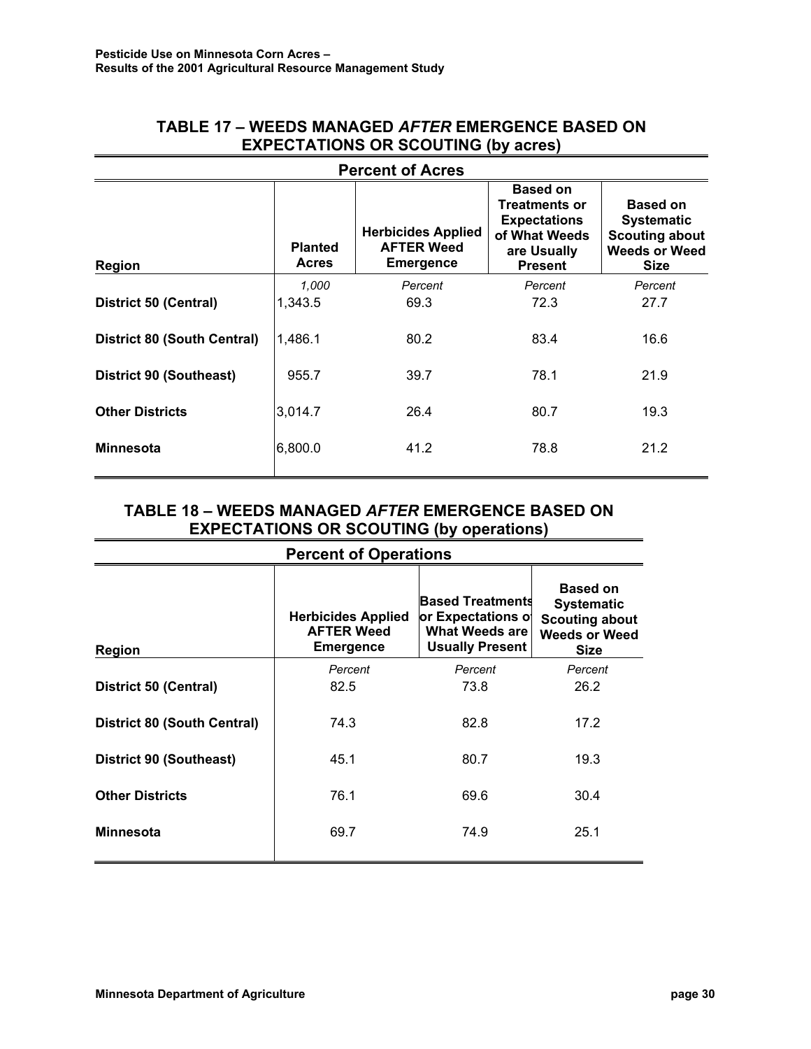## TABLE 17 – WEEDS MANAGED *AFTER* EMERGENCE BASED ON EXPECTATIONS OR SCOUTING (by acres)

| Percent of Acres | | | | |
|---|---|---|---|---|
| **Region** | **Planted Acres** | **Herbicides Applied AFTER Weed Emergence** | **Based on Treatments or Expectations of What Weeds are Usually Present** | **Based on Systematic Scouting about Weeds or Weed Size** |
| | *1,000* | *Percent* | *Percent* | *Percent* |
| **District 50 (Central)** | 1,343.5 | 69.3 | 72.3 | 27.7 |
| **District 80 (South Central)** | 1,486.1 | 80.2 | 83.4 | 16.6 |
| **District 90 (Southeast)** | 955.7 | 39.7 | 78.1 | 21.9 |
| **Other Districts** | 3,014.7 | 26.4 | 80.7 | 19.3 |
| **Minnesota** | 6,800.0 | 41.2 | 78.8 | 21.2 |

## TABLE 18 – WEEDS MANAGED *AFTER* EMERGENCE BASED ON EXPECTATIONS OR SCOUTING (by operations)

| Percent of Operations | | | |
|---|---|---|---|
| **Region** | **Herbicides Applied AFTER Weed Emergence** | **Based Treatments or Expectations of What Weeds are Usually Present** | **Based on Systematic Scouting about Weeds or Weed Size** |
| | *Percent* | *Percent* | *Percent* |
| **District 50 (Central)** | 82.5 | 73.8 | 26.2 |
| **District 80 (South Central)** | 74.3 | 82.8 | 17.2 |
| **District 90 (Southeast)** | 45.1 | 80.7 | 19.3 |
| **Other Districts** | 76.1 | 69.6 | 30.4 |
| **Minnesota** | 69.7 | 74.9 | 25.1 |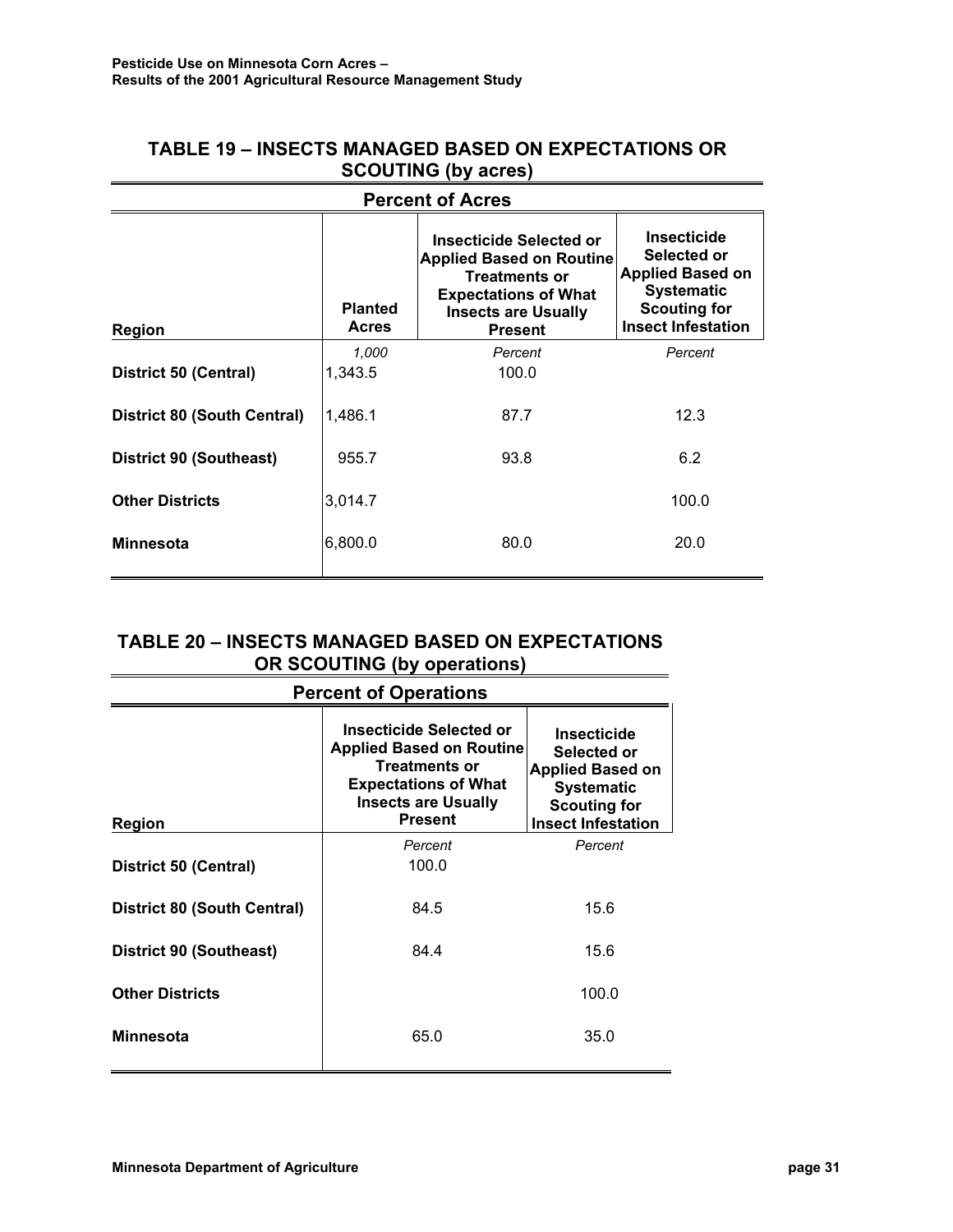## TABLE 19 – INSECTS MANAGED BASED ON EXPECTATIONS OR SCOUTING (by acres)

| | Percent of Acres | | |
|---|---|---|---|
| Region | Planted Acres | Insecticide Selected or Applied Based on Routine Treatments or Expectations of What Insects are Usually Present | Insecticide Selected or Applied Based on Systematic Scouting for Insect Infestation |
| | *1,000* | *Percent* | *Percent* |
| **District 50 (Central)** | 1,343.5 | 100.0 | |
| **District 80 (South Central)** | 1,486.1 | 87.7 | 12.3 |
| **District 90 (Southeast)** | 955.7 | 93.8 | 6.2 |
| **Other Districts** | 3,014.7 | | 100.0 |
| **Minnesota** | 6,800.0 | 80.0 | 20.0 |

## TABLE 20 – INSECTS MANAGED BASED ON EXPECTATIONS OR SCOUTING (by operations)

| | Percent of Operations | |
|---|---|---|
| Region | Insecticide Selected or Applied Based on Routine Treatments or Expectations of What Insects are Usually Present | Insecticide Selected or Applied Based on Systematic Scouting for Insect Infestation |
| | *Percent* | *Percent* |
| **District 50 (Central)** | 100.0 | |
| **District 80 (South Central)** | 84.5 | 15.6 |
| **District 90 (Southeast)** | 84.4 | 15.6 |
| **Other Districts** | | 100.0 |
| **Minnesota** | 65.0 | 35.0 |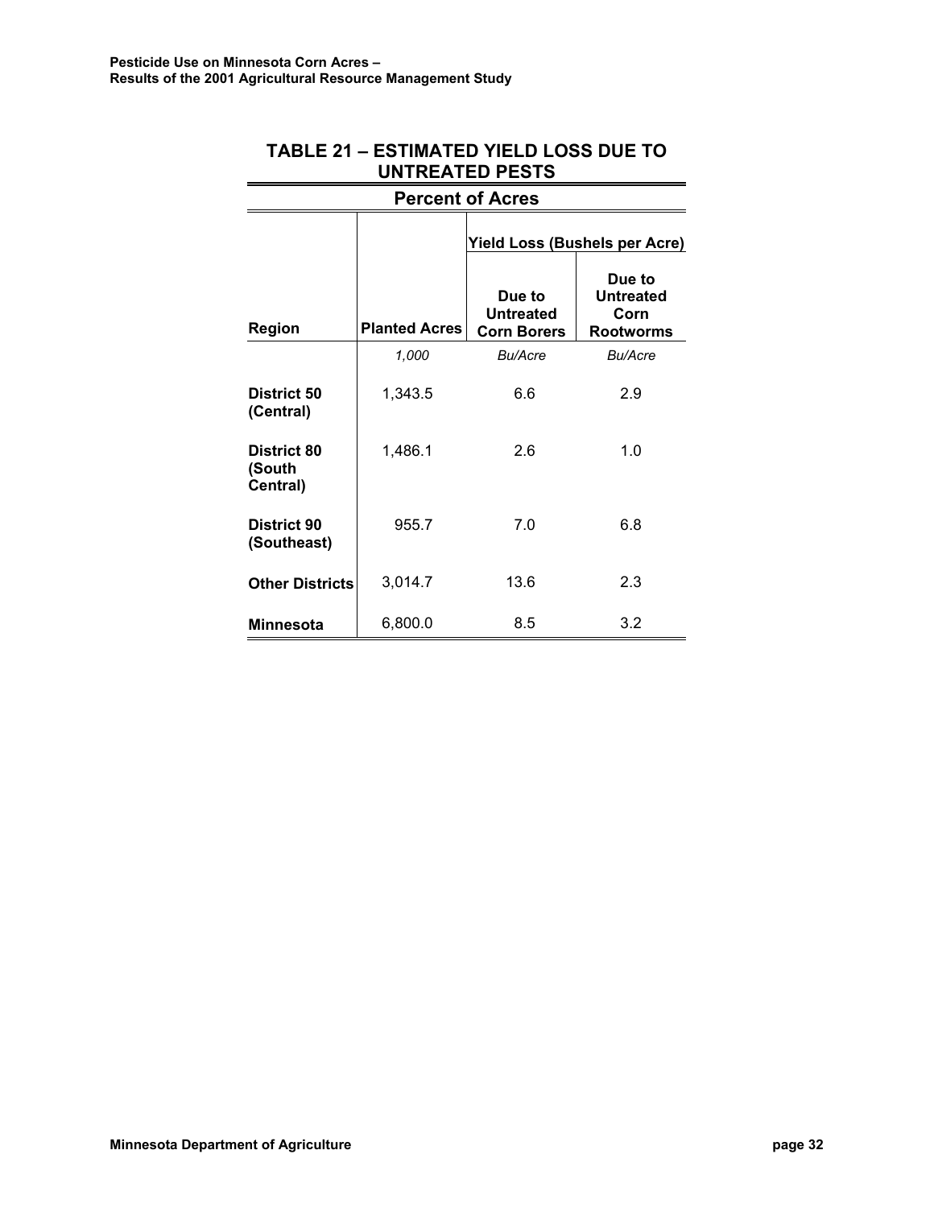## TABLE 21 – ESTIMATED YIELD LOSS DUE TO UNTREATED PESTS

### Percent of Acres

| Region | Planted Acres | Yield Loss (Bushels per Acre) | |
|---|---|---|---|
| | | Due to Untreated Corn Borers | Due to Untreated Corn Rootworms |
| | *1,000* | *Bu/Acre* | *Bu/Acre* |
| **District 50 (Central)** | 1,343.5 | 6.6 | 2.9 |
| **District 80 (South Central)** | 1,486.1 | 2.6 | 1.0 |
| **District 90 (Southeast)** | 955.7 | 7.0 | 6.8 |
| **Other Districts** | 3,014.7 | 13.6 | 2.3 |
| **Minnesota** | 6,800.0 | 8.5 | 3.2 |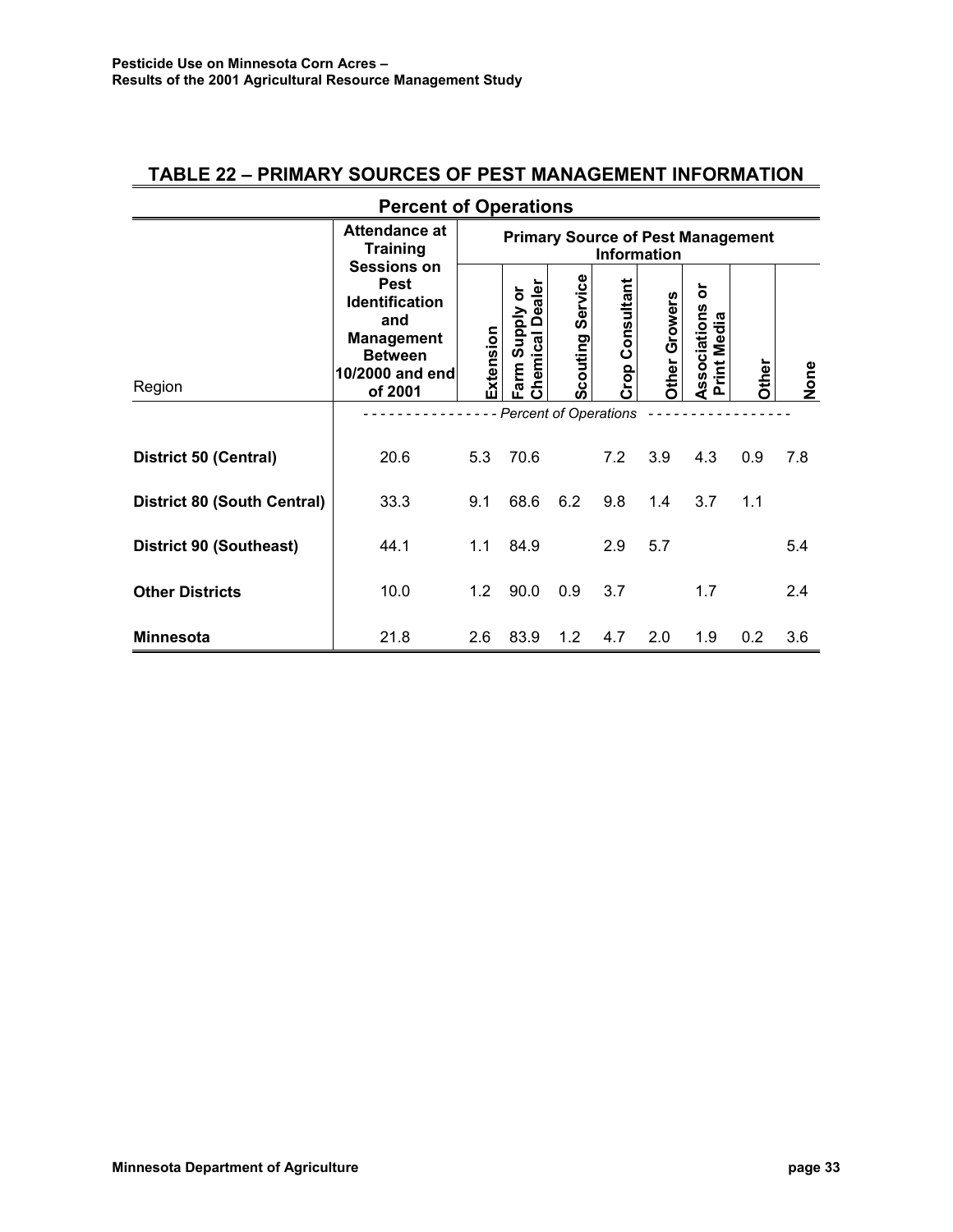## TABLE 22 – PRIMARY SOURCES OF PEST MANAGEMENT INFORMATION

**Percent of Operations**

| Region | Attendance at Training Sessions on Pest Identification and Management Between 10/2000 and end of 2001 | Primary Source of Pest Management Information | | | | | | | |
|---|---|---|---|---|---|---|---|---|---|
| | | Extension | Farm Supply or Chemical Dealer | Scouting Service | Crop Consultant | Other Growers | Associations or Print Media | Other | None |
| | *Percent of Operations* | | | | | | | | |
| **District 50 (Central)** | 20.6 | 5.3 | 70.6 | | 7.2 | 3.9 | 4.3 | 0.9 | 7.8 |
| **District 80 (South Central)** | 33.3 | 9.1 | 68.6 | 6.2 | 9.8 | 1.4 | 3.7 | 1.1 | |
| **District 90 (Southeast)** | 44.1 | 1.1 | 84.9 | | 2.9 | 5.7 | | | 5.4 |
| **Other Districts** | 10.0 | 1.2 | 90.0 | 0.9 | 3.7 | | 1.7 | | 2.4 |
| **Minnesota** | 21.8 | 2.6 | 83.9 | 1.2 | 4.7 | 2.0 | 1.9 | 0.2 | 3.6 |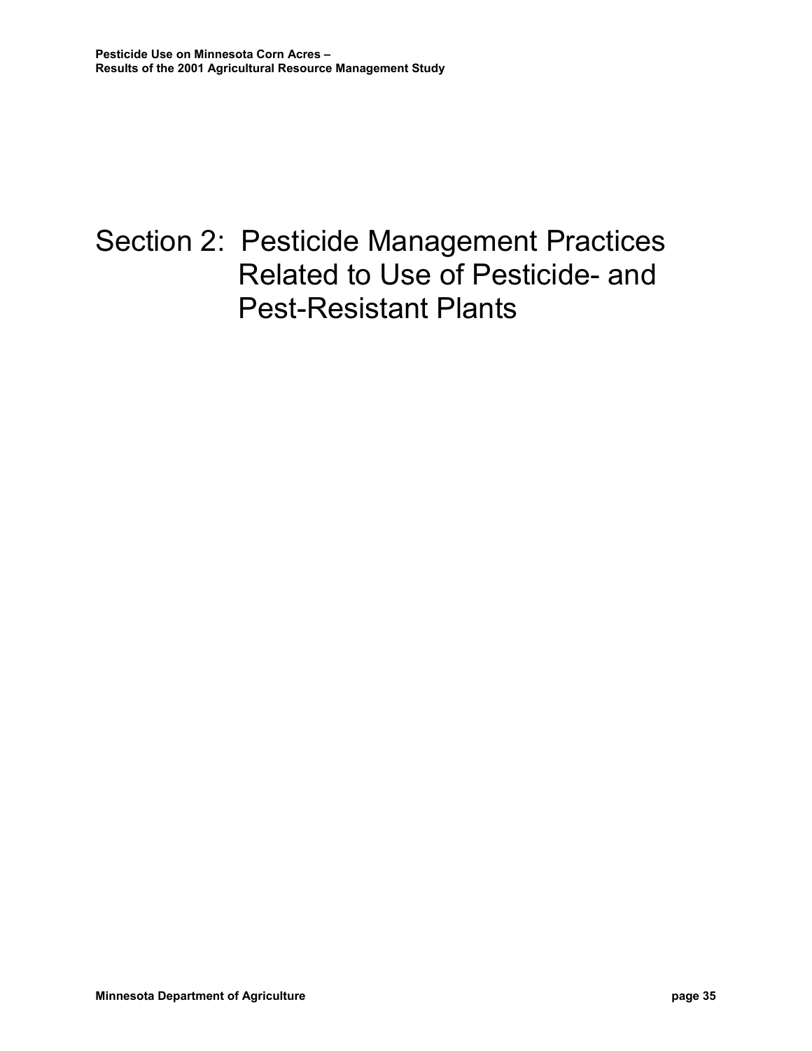# Section 2: Pesticide Management Practices Related to Use of Pesticide- and Pest-Resistant Plants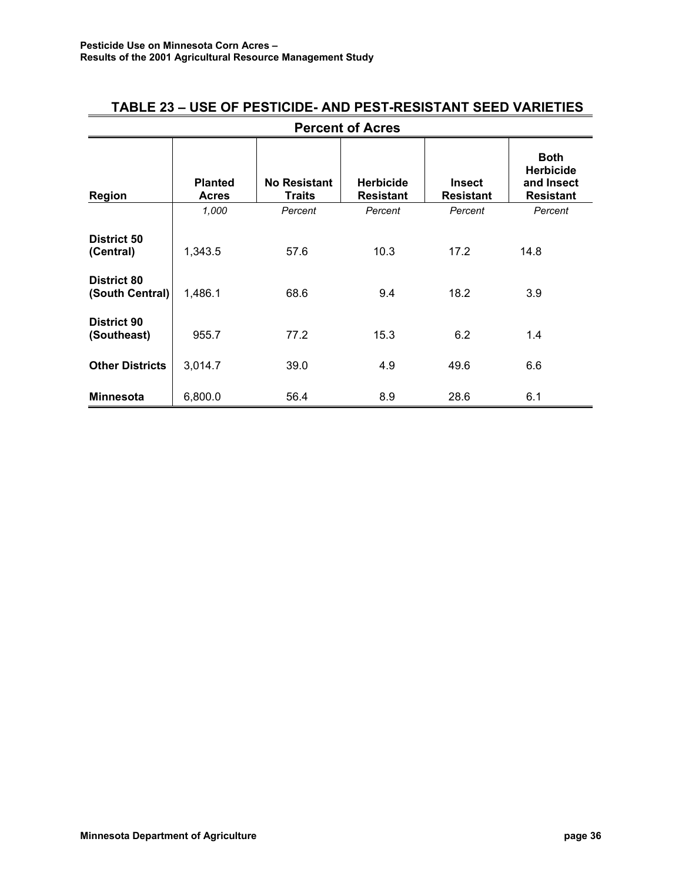## TABLE 23 – USE OF PESTICIDE- AND PEST-RESISTANT SEED VARIETIES

**Percent of Acres**

| Region | Planted Acres | No Resistant Traits | Herbicide Resistant | Insect Resistant | Both Herbicide and Insect Resistant |
|---|---|---|---|---|---|
| | *1,000* | *Percent* | *Percent* | *Percent* | *Percent* |
| **District 50 (Central)** | 1,343.5 | 57.6 | 10.3 | 17.2 | 14.8 |
| **District 80 (South Central)** | 1,486.1 | 68.6 | 9.4 | 18.2 | 3.9 |
| **District 90 (Southeast)** | 955.7 | 77.2 | 15.3 | 6.2 | 1.4 |
| **Other Districts** | 3,014.7 | 39.0 | 4.9 | 49.6 | 6.6 |
| **Minnesota** | 6,800.0 | 56.4 | 8.9 | 28.6 | 6.1 |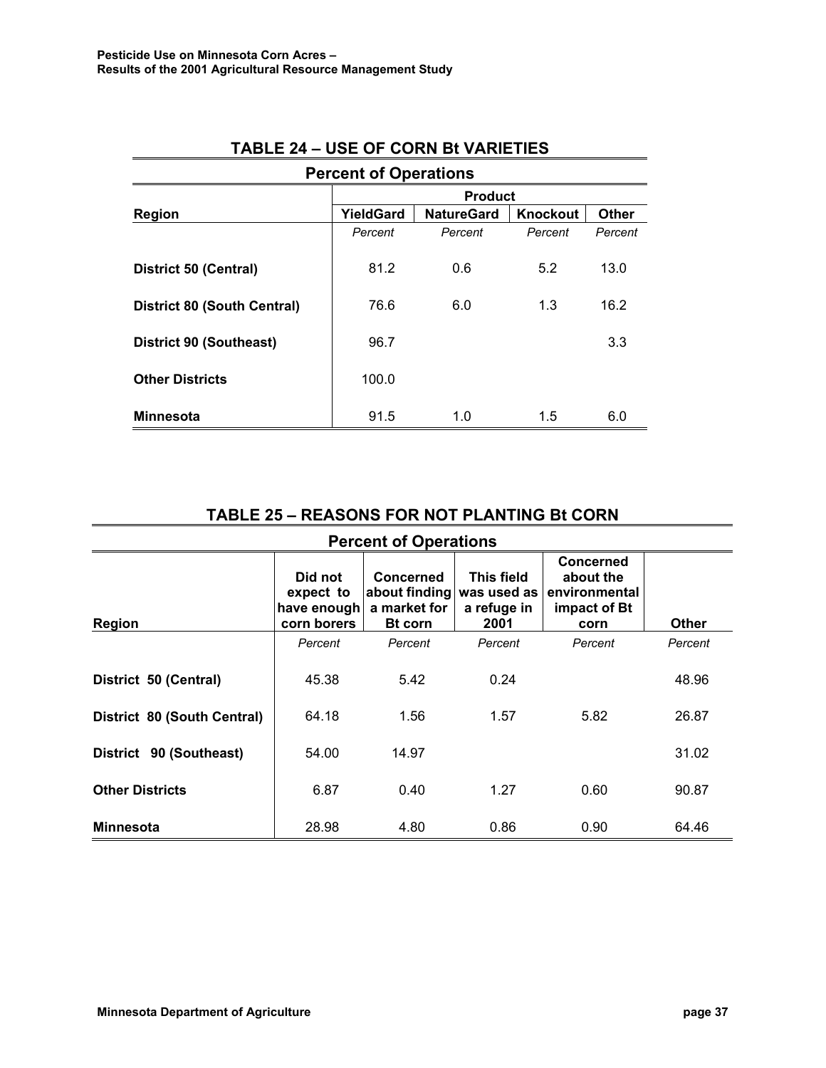## TABLE 24 – USE OF CORN Bt VARIETIES

**Percent of Operations**

| Region | Product | | | |
|---|---|---|---|---|
| | YieldGard | NatureGard | Knockout | Other |
| | *Percent* | *Percent* | *Percent* | *Percent* |
| **District 50 (Central)** | 81.2 | 0.6 | 5.2 | 13.0 |
| **District 80 (South Central)** | 76.6 | 6.0 | 1.3 | 16.2 |
| **District 90 (Southeast)** | 96.7 | | | 3.3 |
| **Other Districts** | 100.0 | | | |
| **Minnesota** | 91.5 | 1.0 | 1.5 | 6.0 |

## TABLE 25 – REASONS FOR NOT PLANTING Bt CORN

**Percent of Operations**

| Region | Did not expect to have enough corn borers | Concerned about finding a market for Bt corn | This field was used as a refuge in 2001 | Concerned about the environmental impact of Bt corn | Other |
|---|---|---|---|---|---|
| | *Percent* | *Percent* | *Percent* | *Percent* | *Percent* |
| **District 50 (Central)** | 45.38 | 5.42 | 0.24 | | 48.96 |
| **District 80 (South Central)** | 64.18 | 1.56 | 1.57 | 5.82 | 26.87 |
| **District 90 (Southeast)** | 54.00 | 14.97 | | | 31.02 |
| **Other Districts** | 6.87 | 0.40 | 1.27 | 0.60 | 90.87 |
| **Minnesota** | 28.98 | 4.80 | 0.86 | 0.90 | 64.46 |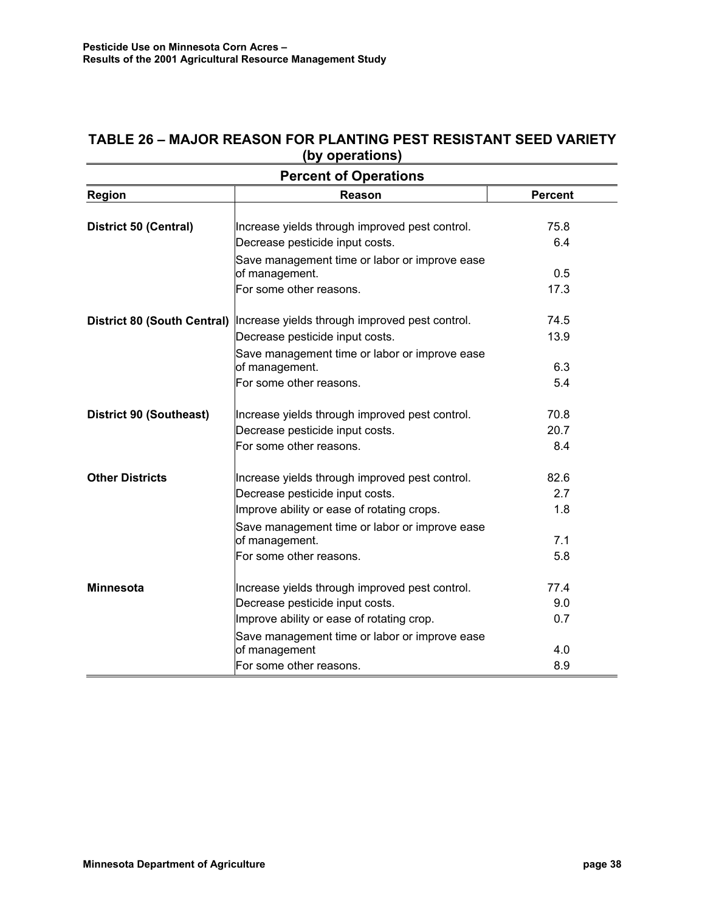## TABLE 26 – MAJOR REASON FOR PLANTING PEST RESISTANT SEED VARIETY (by operations)

| Percent of Operations | | |
|---|---|---|
| **Region** | **Reason** | **Percent** |
| **District 50 (Central)** | Increase yields through improved pest control. | 75.8 |
| | Decrease pesticide input costs. | 6.4 |
| | Save management time or labor or improve ease of management. | 0.5 |
| | For some other reasons. | 17.3 |
| **District 80 (South Central)** | Increase yields through improved pest control. | 74.5 |
| | Decrease pesticide input costs. | 13.9 |
| | Save management time or labor or improve ease of management. | 6.3 |
| | For some other reasons. | 5.4 |
| **District 90 (Southeast)** | Increase yields through improved pest control. | 70.8 |
| | Decrease pesticide input costs. | 20.7 |
| | For some other reasons. | 8.4 |
| **Other Districts** | Increase yields through improved pest control. | 82.6 |
| | Decrease pesticide input costs. | 2.7 |
| | Improve ability or ease of rotating crops. | 1.8 |
| | Save management time or labor or improve ease of management. | 7.1 |
| | For some other reasons. | 5.8 |
| **Minnesota** | Increase yields through improved pest control. | 77.4 |
| | Decrease pesticide input costs. | 9.0 |
| | Improve ability or ease of rotating crop. | 0.7 |
| | Save management time or labor or improve ease of management | 4.0 |
| | For some other reasons. | 8.9 |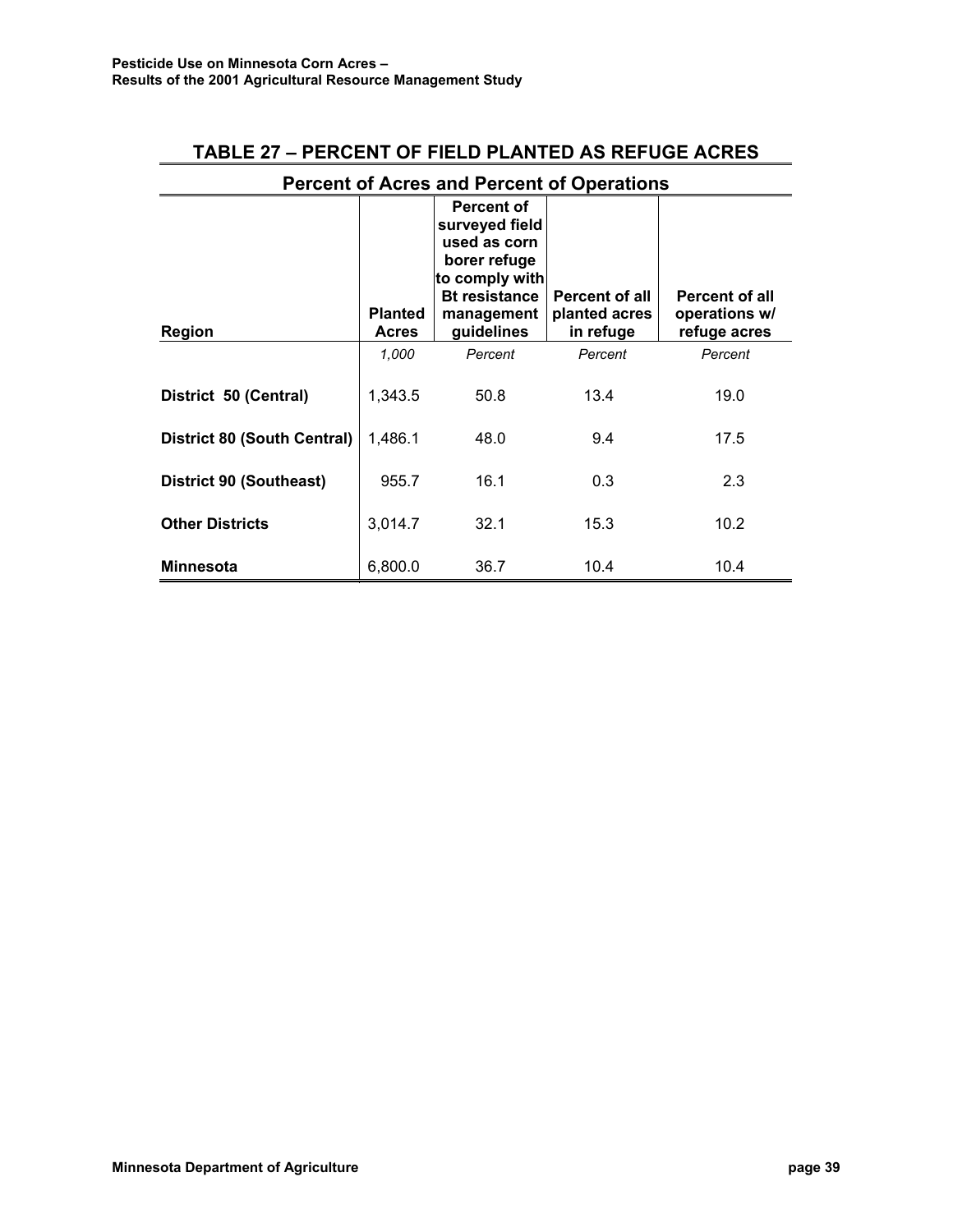## TABLE 27 – PERCENT OF FIELD PLANTED AS REFUGE ACRES

### Percent of Acres and Percent of Operations

| Region | Planted Acres | Percent of surveyed field used as corn borer refuge to comply with Bt resistance management guidelines | Percent of all planted acres in refuge | Percent of all operations w/ refuge acres |
|---|---|---|---|---|
| | *1,000* | *Percent* | *Percent* | *Percent* |
| **District 50 (Central)** | 1,343.5 | 50.8 | 13.4 | 19.0 |
| **District 80 (South Central)** | 1,486.1 | 48.0 | 9.4 | 17.5 |
| **District 90 (Southeast)** | 955.7 | 16.1 | 0.3 | 2.3 |
| **Other Districts** | 3,014.7 | 32.1 | 15.3 | 10.2 |
| **Minnesota** | 6,800.0 | 36.7 | 10.4 | 10.4 |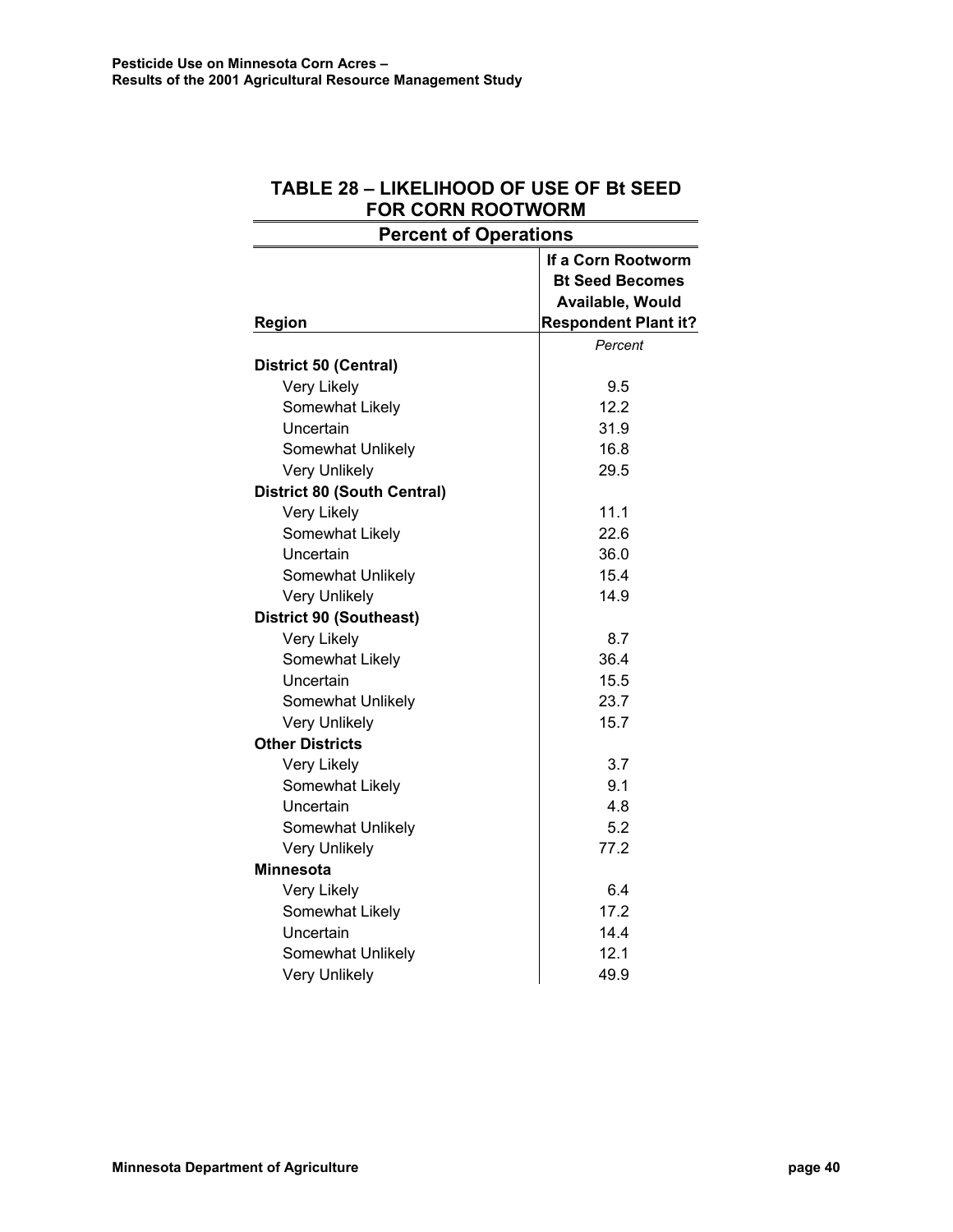## TABLE 28 – LIKELIHOOD OF USE OF Bt SEED FOR CORN ROOTWORM

| Percent of Operations | |
|---|---|
| **Region** | **If a Corn Rootworm Bt Seed Becomes Available, Would Respondent Plant it?** |
| | *Percent* |
| **District 50 (Central)** | |
| Very Likely | 9.5 |
| Somewhat Likely | 12.2 |
| Uncertain | 31.9 |
| Somewhat Unlikely | 16.8 |
| Very Unlikely | 29.5 |
| **District 80 (South Central)** | |
| Very Likely | 11.1 |
| Somewhat Likely | 22.6 |
| Uncertain | 36.0 |
| Somewhat Unlikely | 15.4 |
| Very Unlikely | 14.9 |
| **District 90 (Southeast)** | |
| Very Likely | 8.7 |
| Somewhat Likely | 36.4 |
| Uncertain | 15.5 |
| Somewhat Unlikely | 23.7 |
| Very Unlikely | 15.7 |
| **Other Districts** | |
| Very Likely | 3.7 |
| Somewhat Likely | 9.1 |
| Uncertain | 4.8 |
| Somewhat Unlikely | 5.2 |
| Very Unlikely | 77.2 |
| **Minnesota** | |
| Very Likely | 6.4 |
| Somewhat Likely | 17.2 |
| Uncertain | 14.4 |
| Somewhat Unlikely | 12.1 |
| Very Unlikely | 49.9 |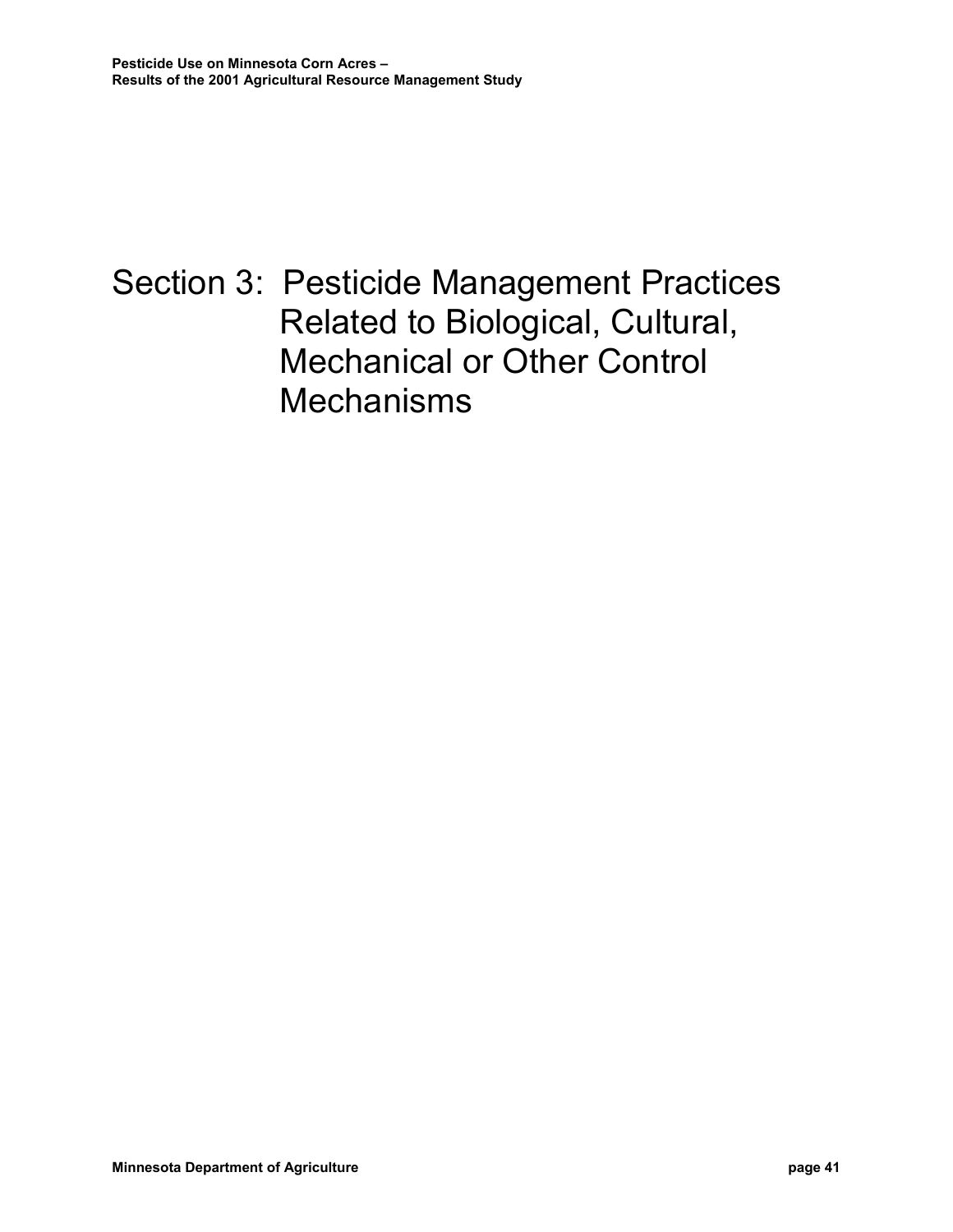# Section 3: Pesticide Management Practices Related to Biological, Cultural, Mechanical or Other Control Mechanisms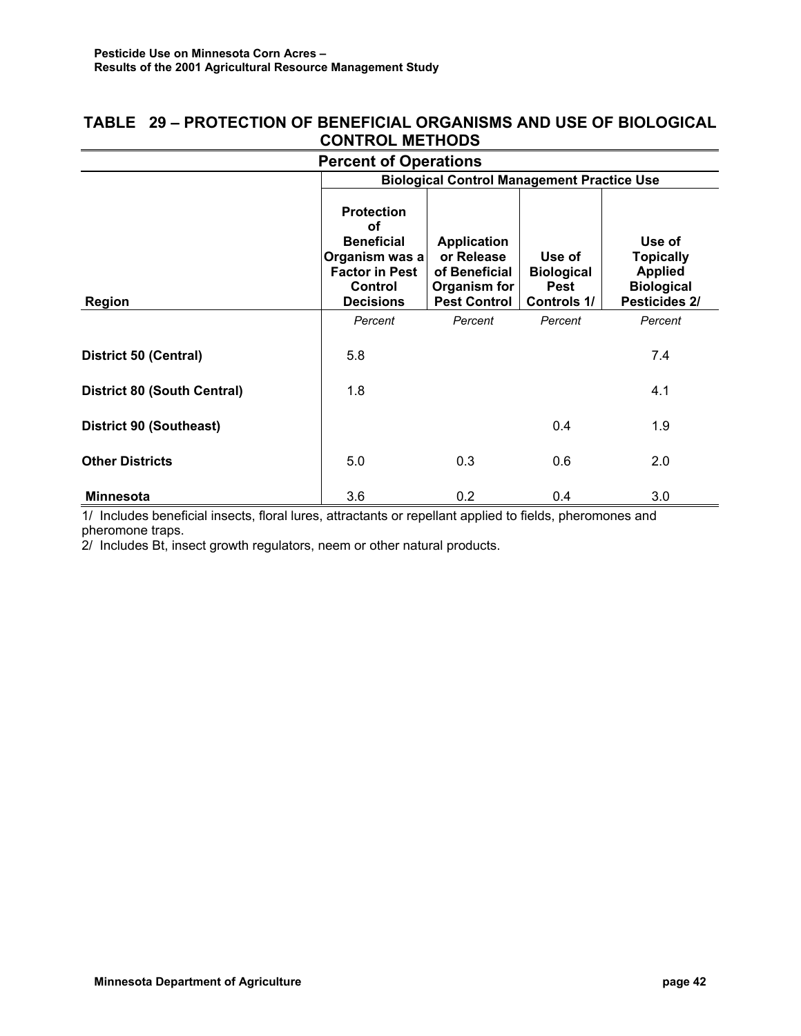## TABLE 29 – PROTECTION OF BENEFICIAL ORGANISMS AND USE OF BIOLOGICAL CONTROL METHODS

| Percent of Operations | | | | |
|---|---|---|---|---|
| | Biological Control Management Practice Use | | | |
| Region | Protection of Beneficial Organism was a Factor in Pest Control Decisions | Application or Release of Beneficial Organism for Pest Control | Use of Biological Pest Controls 1/ | Use of Topically Applied Biological Pesticides 2/ |
| | *Percent* | *Percent* | *Percent* | *Percent* |
| **District 50 (Central)** | 5.8 | | | 7.4 |
| **District 80 (South Central)** | 1.8 | | | 4.1 |
| **District 90 (Southeast)** | | | 0.4 | 1.9 |
| **Other Districts** | 5.0 | 0.3 | 0.6 | 2.0 |
| **Minnesota** | 3.6 | 0.2 | 0.4 | 3.0 |

1/ Includes beneficial insects, floral lures, attractants or repellant applied to fields, pheromones and pheromone traps.

2/ Includes Bt, insect growth regulators, neem or other natural products.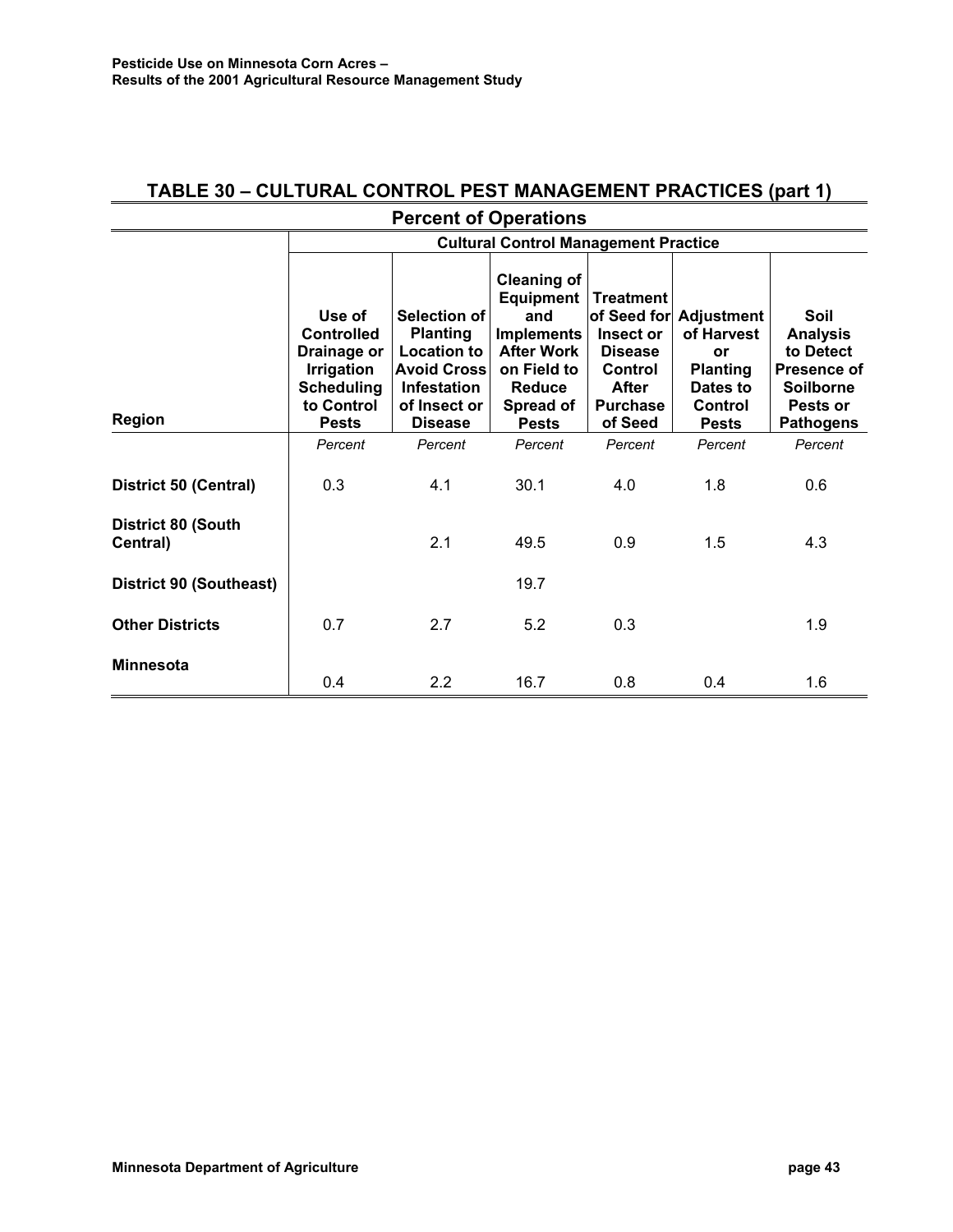## TABLE 30 – CULTURAL CONTROL PEST MANAGEMENT PRACTICES (part 1)

**Percent of Operations**

| Region | Cultural Control Management Practice | | | | | |
|---|---|---|---|---|---|---|
| | Use of Controlled Drainage or Irrigation Scheduling to Control Pests | Selection of Planting Location to Avoid Cross Infestation of Insect or Disease | Cleaning of Equipment and Implements After Work on Field to Reduce Spread of Pests | Treatment of Seed for Insect or Disease Control After Purchase of Seed | Adjustment of Harvest or Planting Dates to Control Pests | Soil Analysis to Detect Presence of Soilborne Pests or Pathogens |
| | *Percent* | *Percent* | *Percent* | *Percent* | *Percent* | *Percent* |
| **District 50 (Central)** | 0.3 | 4.1 | 30.1 | 4.0 | 1.8 | 0.6 |
| **District 80 (South Central)** | | 2.1 | 49.5 | 0.9 | 1.5 | 4.3 |
| **District 90 (Southeast)** | | | 19.7 | | | |
| **Other Districts** | 0.7 | 2.7 | 5.2 | 0.3 | | 1.9 |
| **Minnesota** | 0.4 | 2.2 | 16.7 | 0.8 | 0.4 | 1.6 |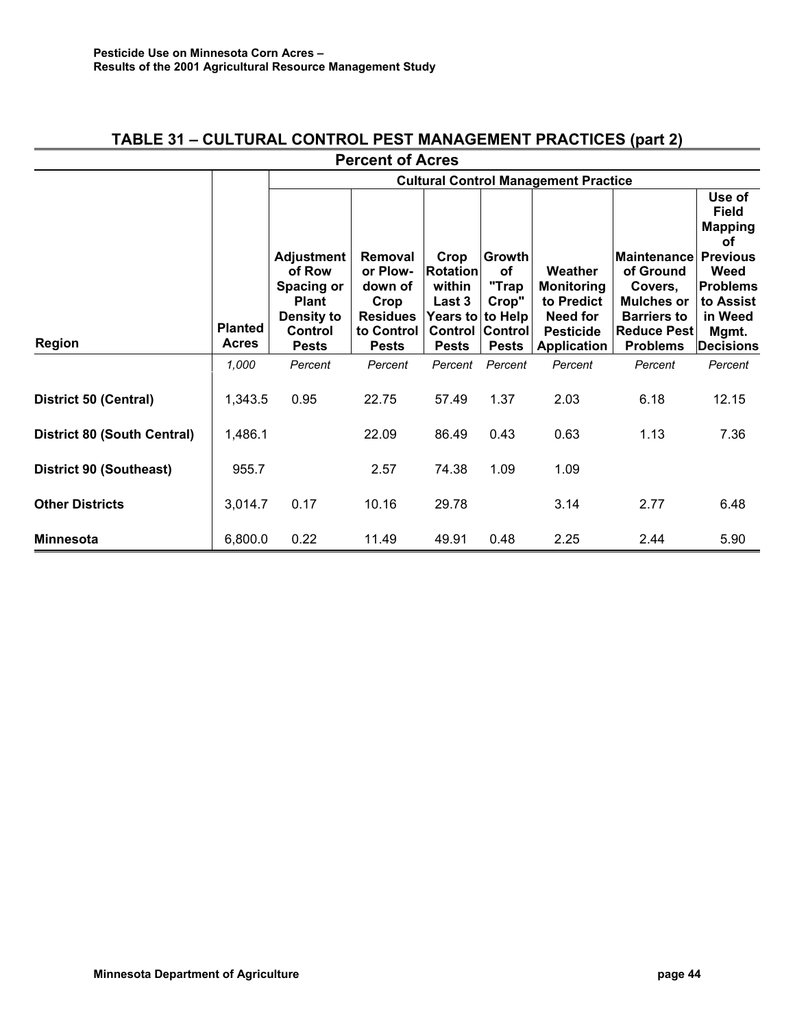## TABLE 31 – CULTURAL CONTROL PEST MANAGEMENT PRACTICES (part 2)

**Percent of Acres**

| Region | Planted Acres | Cultural Control Management Practice | | | | | | |
|---|---|---|---|---|---|---|---|---|
| | | Adjustment of Row Spacing or Plant Density to Control Pests | Removal or Plow-down of Crop Residues to Control Pests | Crop Rotation within Last 3 Years to Control Pests | Growth of "Trap Crop" to Help Control Pests | Weather Monitoring to Predict Need for Pesticide Application | Maintenance of Ground Covers, Mulches or Barriers to Reduce Pest Problems | Use of Field Mapping of Previous Weed Problems to Assist in Weed Mgmt. Decisions |
| | *1,000* | *Percent* | *Percent* | *Percent* | *Percent* | *Percent* | *Percent* | *Percent* |
| **District 50 (Central)** | 1,343.5 | 0.95 | 22.75 | 57.49 | 1.37 | 2.03 | 6.18 | 12.15 |
| **District 80 (South Central)** | 1,486.1 | | 22.09 | 86.49 | 0.43 | 0.63 | 1.13 | 7.36 |
| **District 90 (Southeast)** | 955.7 | | 2.57 | 74.38 | 1.09 | 1.09 | | |
| **Other Districts** | 3,014.7 | 0.17 | 10.16 | 29.78 | | 3.14 | 2.77 | 6.48 |
| **Minnesota** | 6,800.0 | 0.22 | 11.49 | 49.91 | 0.48 | 2.25 | 2.44 | 5.90 |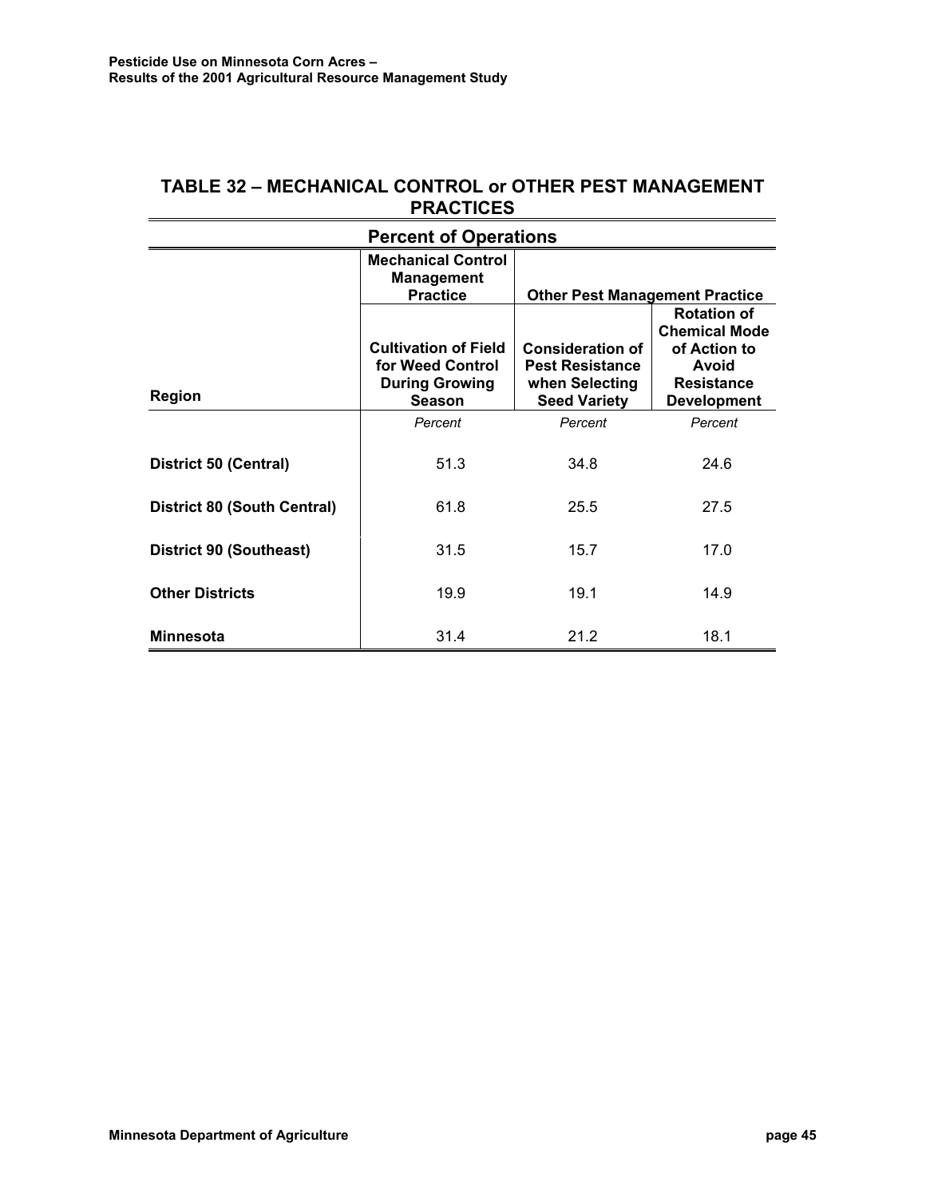## TABLE 32 – MECHANICAL CONTROL or OTHER PEST MANAGEMENT PRACTICES

| Percent of Operations | | | |
|---|---|---|---|
| | **Mechanical Control Management Practice** | **Other Pest Management Practice** | |
| **Region** | **Cultivation of Field for Weed Control During Growing Season** | **Consideration of Pest Resistance when Selecting Seed Variety** | **Rotation of Chemical Mode of Action to Avoid Resistance Development** |
| | *Percent* | *Percent* | *Percent* |
| **District 50 (Central)** | 51.3 | 34.8 | 24.6 |
| **District 80 (South Central)** | 61.8 | 25.5 | 27.5 |
| **District 90 (Southeast)** | 31.5 | 15.7 | 17.0 |
| **Other Districts** | 19.9 | 19.1 | 14.9 |
| **Minnesota** | 31.4 | 21.2 | 18.1 |